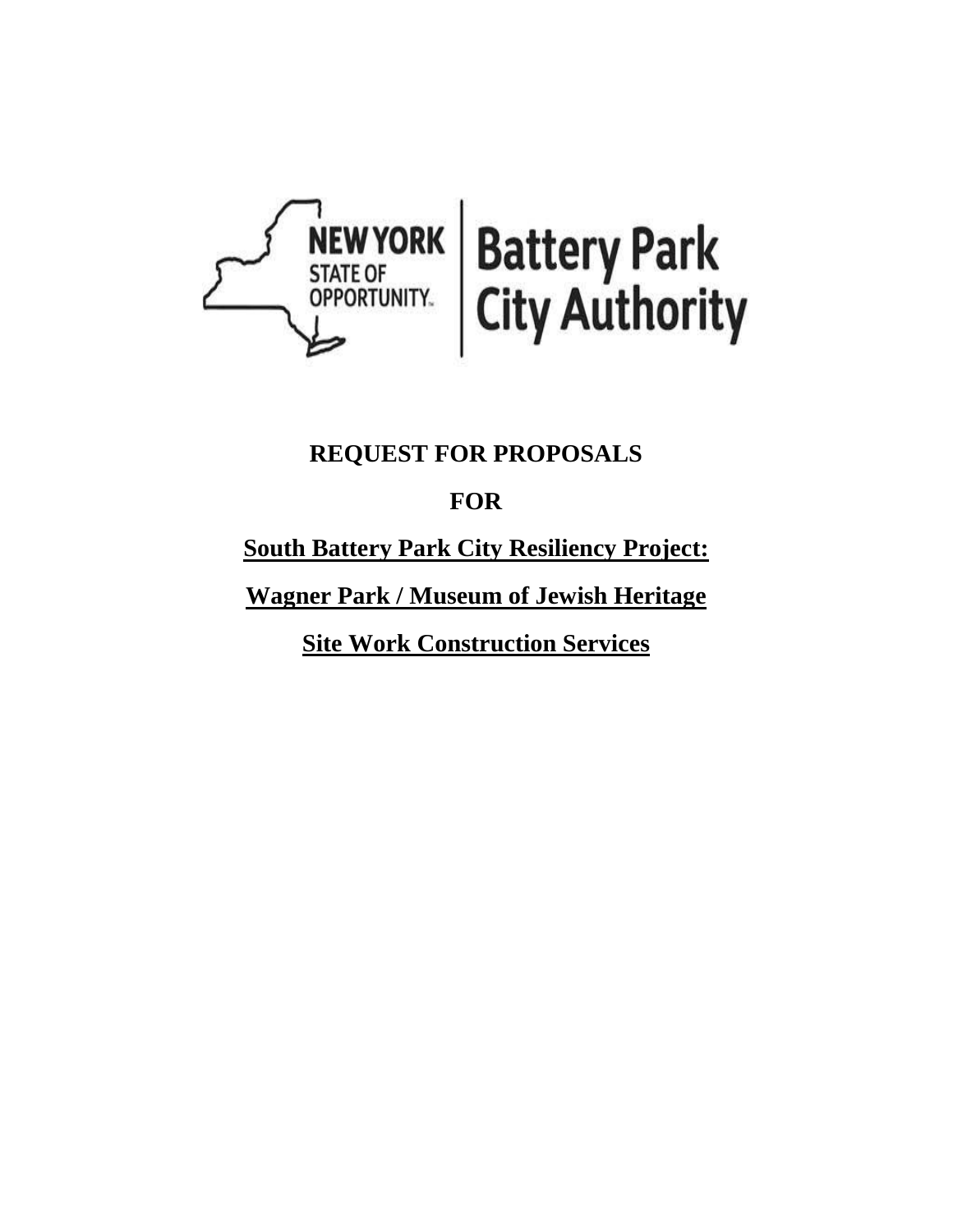NEW YORK STATE OF OPPORTUNITY. | Battery Park City Authority

# REQUEST FOR PROPOSALS

# FOR

# South Battery Park City Resiliency Project:

# Wagner Park / Museum of Jewish Heritage

# Site Work Construction Services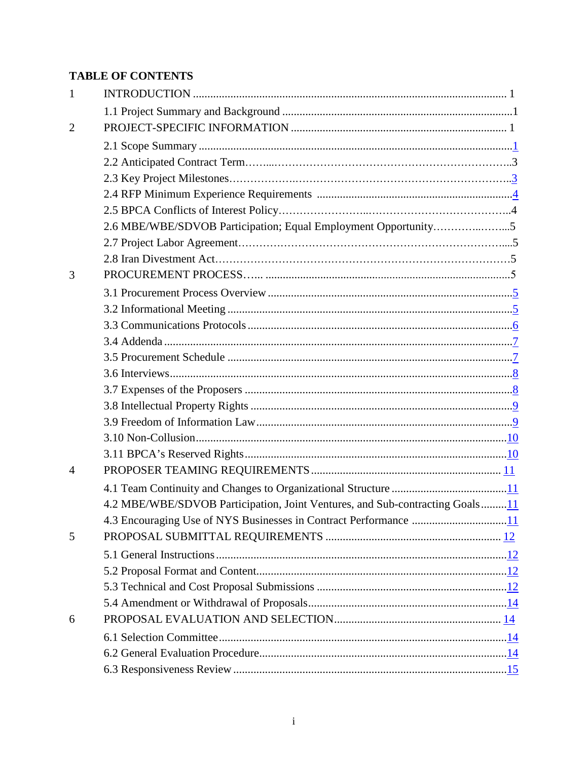**TABLE OF CONTENTS**

1 INTRODUCTION ........................................................................................................ 1

1.1 Project Summary and Background ...............................................................................1

2 PROJECT-SPECIFIC INFORMATION ........................................................................ 1

2.1 Scope Summary ............................................................................................................1

2.2 Anticipated Contract Term……...…………………………………………………………..3

2.3 Key Project Milestones…………….………………………………………………………..3

2.4 RFP Minimum Experience Requirements ..................................................................4

2.5 BPCA Conflicts of Interest Policy……………………..…………………………………..4

2.6 MBE/WBE/SDVOB Participation; Equal Employment Opportunity…………..……...5

2.7 Project Labor Agreement…………………………………………………………………...5

2.8 Iran Divestment Act…………………………………………………………………………5

3 PROCUREMENT PROCESS…... ....................................................................................5

3.1 Procurement Process Overview .......................................................................................5

3.2 Informational Meeting ......................................................................................................5

3.3 Communications Protocols ..............................................................................................6

3.4 Addenda ...........................................................................................................................7

3.5 Procurement Schedule .....................................................................................................7

3.6 Interviews..........................................................................................................................8

3.7 Expenses of the Proposers ...............................................................................................8

3.8 Intellectual Property Rights ..............................................................................................9

3.9 Freedom of Information Law............................................................................................9

3.10 Non-Collusion...............................................................................................................10

3.11 BPCA's Reserved Rights..............................................................................................10

4 PROPOSER TEAMING REQUIREMENTS ................................................................. 11

4.1 Team Continuity and Changes to Organizational Structure ........................................11

4.2 MBE/WBE/SDVOB Participation, Joint Ventures, and Sub-contracting Goals.........11

4.3 Encouraging Use of NYS Businesses in Contract Performance .................................11

5 PROPOSAL SUBMITTAL REQUIREMENTS ............................................................ 12

5.1 General Instructions.......................................................................................................12

5.2 Proposal Format and Content.........................................................................................12

5.3 Technical and Cost Proposal Submissions ....................................................................12

5.4 Amendment or Withdrawal of Proposals.......................................................................14

6 PROPOSAL EVALUATION AND SELECTION.......................................................... 14

6.1 Selection Committee......................................................................................................14

6.2 General Evaluation Procedure........................................................................................14

6.3 Responsiveness Review .................................................................................................15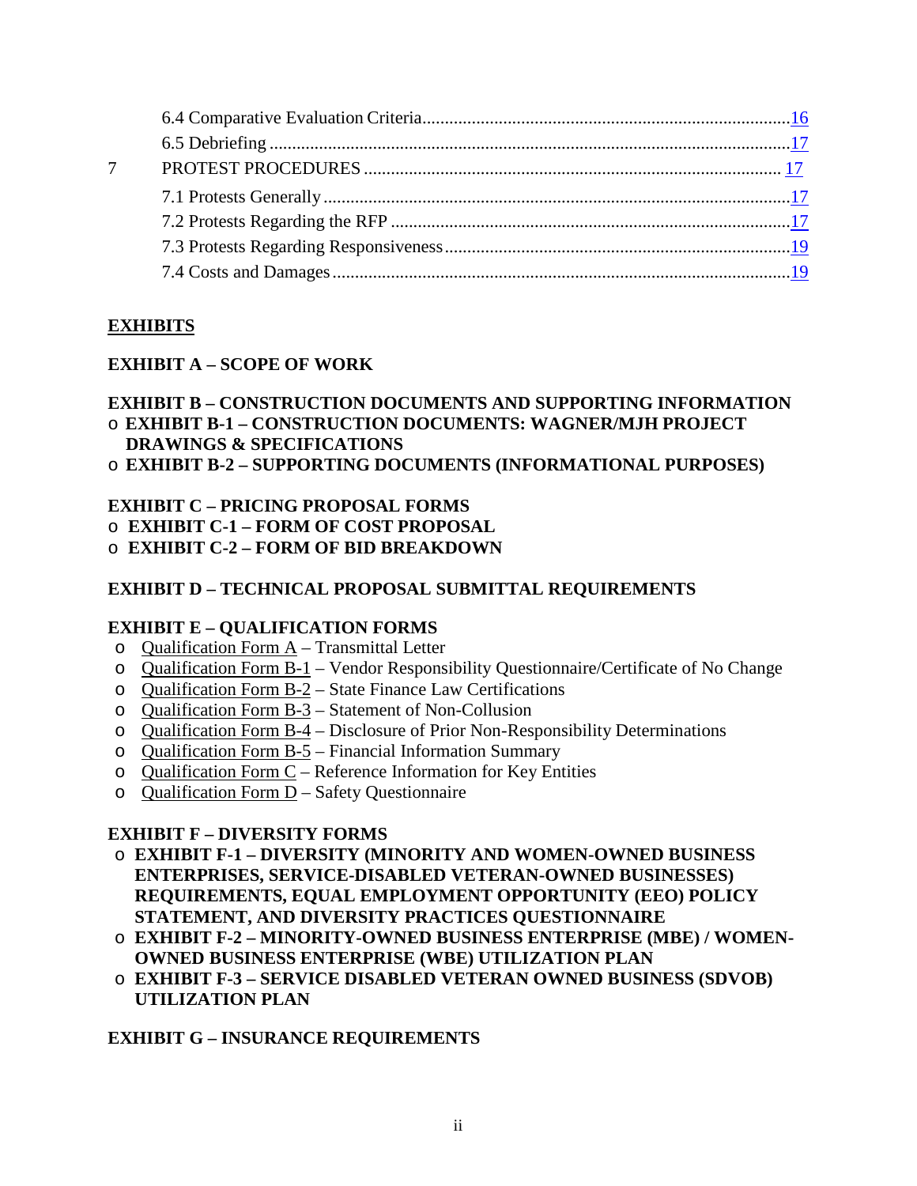6.4 Comparative Evaluation Criteria .......... 16
6.5 Debriefing .......... 17

7 PROTEST PROCEDURES .......... 17

7.1 Protests Generally .......... 17
7.2 Protests Regarding the RFP .......... 17
7.3 Protests Regarding Responsiveness .......... 19
7.4 Costs and Damages .......... 19

**EXHIBITS**

**EXHIBIT A – SCOPE OF WORK**

**EXHIBIT B – CONSTRUCTION DOCUMENTS AND SUPPORTING INFORMATION**
- **EXHIBIT B-1 – CONSTRUCTION DOCUMENTS: WAGNER/MJH PROJECT DRAWINGS & SPECIFICATIONS**
- **EXHIBIT B-2 – SUPPORTING DOCUMENTS (INFORMATIONAL PURPOSES)**

**EXHIBIT C – PRICING PROPOSAL FORMS**
- **EXHIBIT C-1 – FORM OF COST PROPOSAL**
- **EXHIBIT C-2 – FORM OF BID BREAKDOWN**

**EXHIBIT D – TECHNICAL PROPOSAL SUBMITTAL REQUIREMENTS**

**EXHIBIT E – QUALIFICATION FORMS**
- Qualification Form A – Transmittal Letter
- Qualification Form B-1 – Vendor Responsibility Questionnaire/Certificate of No Change
- Qualification Form B-2 – State Finance Law Certifications
- Qualification Form B-3 – Statement of Non-Collusion
- Qualification Form B-4 – Disclosure of Prior Non-Responsibility Determinations
- Qualification Form B-5 – Financial Information Summary
- Qualification Form C – Reference Information for Key Entities
- Qualification Form D – Safety Questionnaire

**EXHIBIT F – DIVERSITY FORMS**
- **EXHIBIT F-1 – DIVERSITY (MINORITY AND WOMEN-OWNED BUSINESS ENTERPRISES, SERVICE-DISABLED VETERAN-OWNED BUSINESSES) REQUIREMENTS, EQUAL EMPLOYMENT OPPORTUNITY (EEO) POLICY STATEMENT, AND DIVERSITY PRACTICES QUESTIONNAIRE**
- **EXHIBIT F-2 – MINORITY-OWNED BUSINESS ENTERPRISE (MBE) / WOMEN-OWNED BUSINESS ENTERPRISE (WBE) UTILIZATION PLAN**
- **EXHIBIT F-3 – SERVICE DISABLED VETERAN OWNED BUSINESS (SDVOB) UTILIZATION PLAN**

**EXHIBIT G – INSURANCE REQUIREMENTS**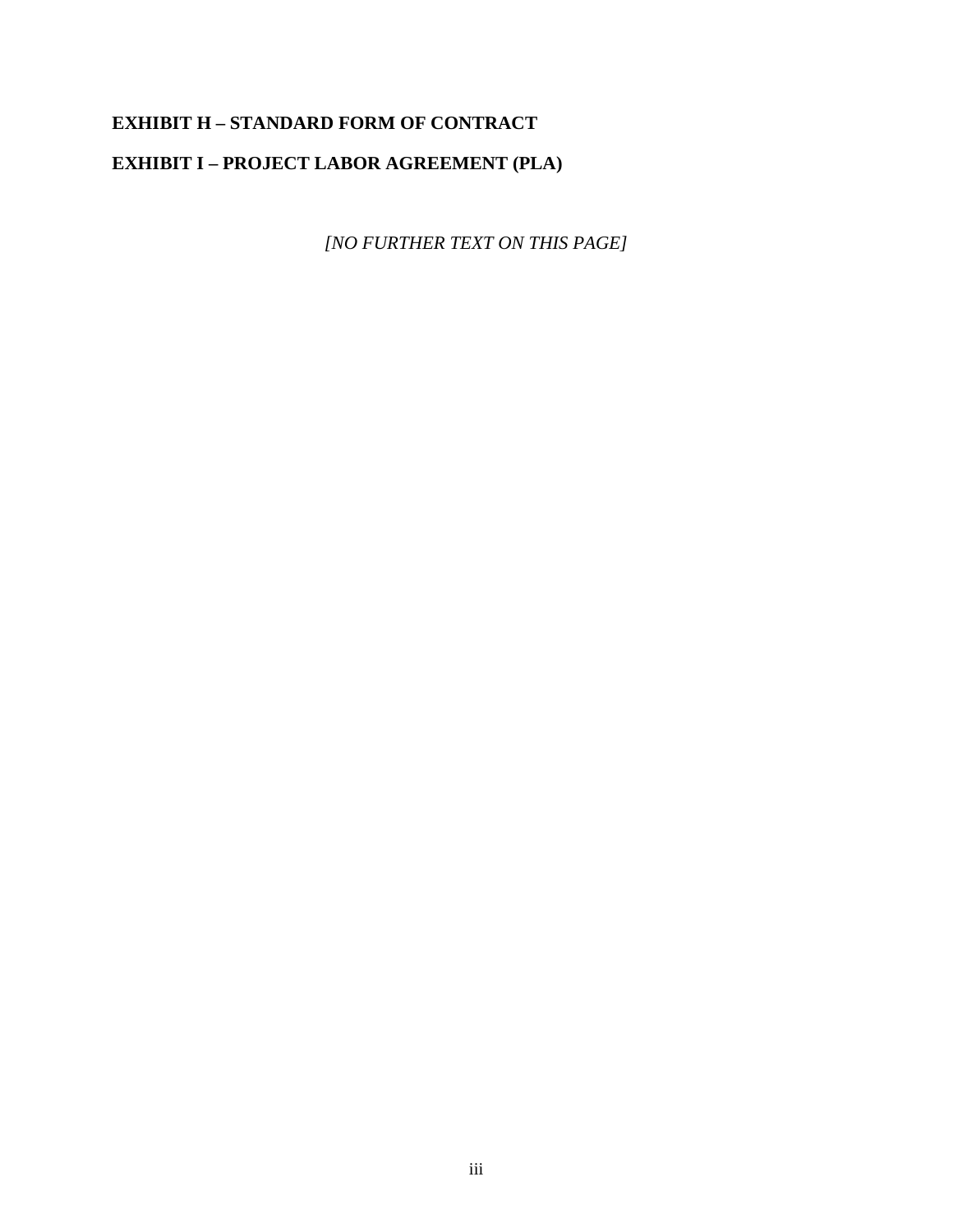**EXHIBIT H – STANDARD FORM OF CONTRACT**

**EXHIBIT I – PROJECT LABOR AGREEMENT (PLA)**

*[NO FURTHER TEXT ON THIS PAGE]*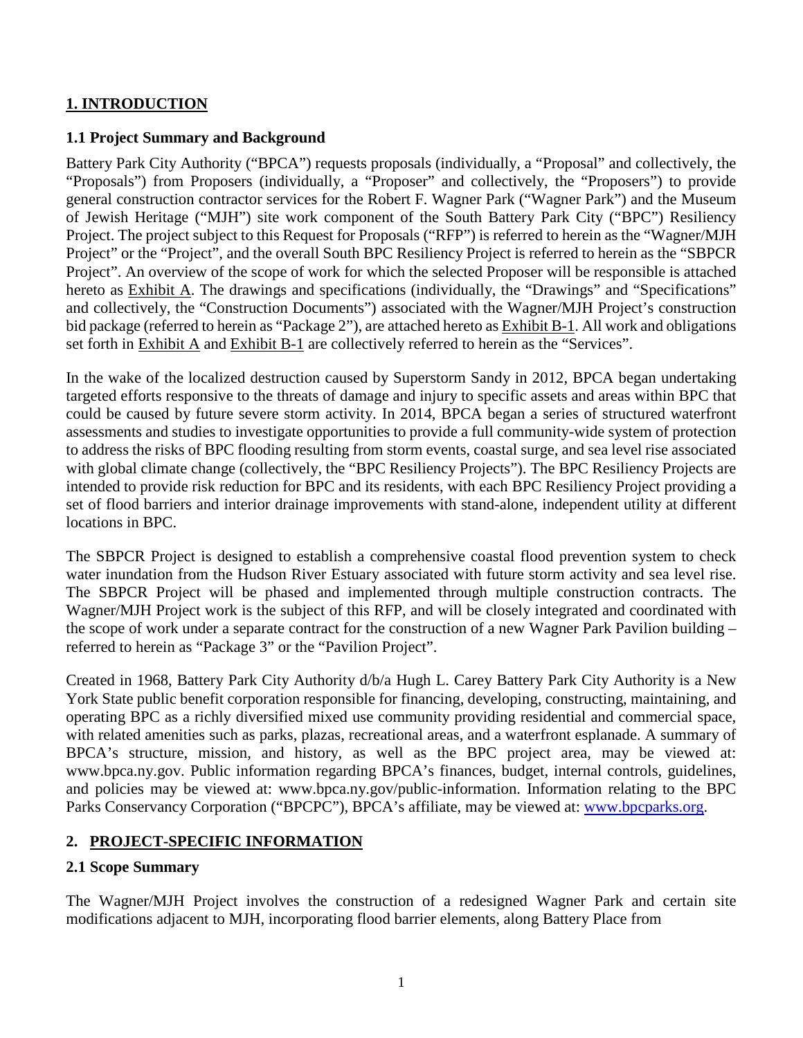## 1. INTRODUCTION

### 1.1 Project Summary and Background

Battery Park City Authority ("BPCA") requests proposals (individually, a "Proposal" and collectively, the "Proposals") from Proposers (individually, a "Proposer" and collectively, the "Proposers") to provide general construction contractor services for the Robert F. Wagner Park ("Wagner Park") and the Museum of Jewish Heritage ("MJH") site work component of the South Battery Park City ("BPC") Resiliency Project. The project subject to this Request for Proposals ("RFP") is referred to herein as the "Wagner/MJH Project" or the "Project", and the overall South BPC Resiliency Project is referred to herein as the "SBPCR Project". An overview of the scope of work for which the selected Proposer will be responsible is attached hereto as Exhibit A. The drawings and specifications (individually, the "Drawings" and "Specifications" and collectively, the "Construction Documents") associated with the Wagner/MJH Project's construction bid package (referred to herein as "Package 2"), are attached hereto as Exhibit B-1. All work and obligations set forth in Exhibit A and Exhibit B-1 are collectively referred to herein as the "Services".

In the wake of the localized destruction caused by Superstorm Sandy in 2012, BPCA began undertaking targeted efforts responsive to the threats of damage and injury to specific assets and areas within BPC that could be caused by future severe storm activity. In 2014, BPCA began a series of structured waterfront assessments and studies to investigate opportunities to provide a full community-wide system of protection to address the risks of BPC flooding resulting from storm events, coastal surge, and sea level rise associated with global climate change (collectively, the "BPC Resiliency Projects"). The BPC Resiliency Projects are intended to provide risk reduction for BPC and its residents, with each BPC Resiliency Project providing a set of flood barriers and interior drainage improvements with stand-alone, independent utility at different locations in BPC.

The SBPCR Project is designed to establish a comprehensive coastal flood prevention system to check water inundation from the Hudson River Estuary associated with future storm activity and sea level rise. The SBPCR Project will be phased and implemented through multiple construction contracts. The Wagner/MJH Project work is the subject of this RFP, and will be closely integrated and coordinated with the scope of work under a separate contract for the construction of a new Wagner Park Pavilion building – referred to herein as "Package 3" or the "Pavilion Project".

Created in 1968, Battery Park City Authority d/b/a Hugh L. Carey Battery Park City Authority is a New York State public benefit corporation responsible for financing, developing, constructing, maintaining, and operating BPC as a richly diversified mixed use community providing residential and commercial space, with related amenities such as parks, plazas, recreational areas, and a waterfront esplanade. A summary of BPCA's structure, mission, and history, as well as the BPC project area, may be viewed at: www.bpca.ny.gov. Public information regarding BPCA's finances, budget, internal controls, guidelines, and policies may be viewed at: www.bpca.ny.gov/public-information. Information relating to the BPC Parks Conservancy Corporation ("BPCPC"), BPCA's affiliate, may be viewed at: www.bpcparks.org.

## 2. PROJECT-SPECIFIC INFORMATION

### 2.1 Scope Summary

The Wagner/MJH Project involves the construction of a redesigned Wagner Park and certain site modifications adjacent to MJH, incorporating flood barrier elements, along Battery Place from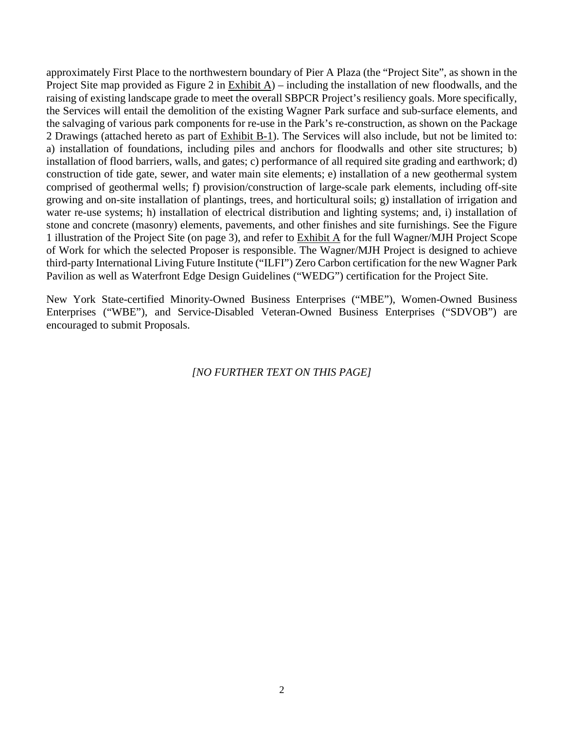approximately First Place to the northwestern boundary of Pier A Plaza (the "Project Site", as shown in the Project Site map provided as Figure 2 in Exhibit A) – including the installation of new floodwalls, and the raising of existing landscape grade to meet the overall SBPCR Project's resiliency goals. More specifically, the Services will entail the demolition of the existing Wagner Park surface and sub-surface elements, and the salvaging of various park components for re-use in the Park's re-construction, as shown on the Package 2 Drawings (attached hereto as part of Exhibit B-1). The Services will also include, but not be limited to: a) installation of foundations, including piles and anchors for floodwalls and other site structures; b) installation of flood barriers, walls, and gates; c) performance of all required site grading and earthwork; d) construction of tide gate, sewer, and water main site elements; e) installation of a new geothermal system comprised of geothermal wells; f) provision/construction of large-scale park elements, including off-site growing and on-site installation of plantings, trees, and horticultural soils; g) installation of irrigation and water re-use systems; h) installation of electrical distribution and lighting systems; and, i) installation of stone and concrete (masonry) elements, pavements, and other finishes and site furnishings. See the Figure 1 illustration of the Project Site (on page 3), and refer to Exhibit A for the full Wagner/MJH Project Scope of Work for which the selected Proposer is responsible. The Wagner/MJH Project is designed to achieve third-party International Living Future Institute ("ILFI") Zero Carbon certification for the new Wagner Park Pavilion as well as Waterfront Edge Design Guidelines ("WEDG") certification for the Project Site.

New York State-certified Minority-Owned Business Enterprises ("MBE"), Women-Owned Business Enterprises ("WBE"), and Service-Disabled Veteran-Owned Business Enterprises ("SDVOB") are encouraged to submit Proposals.

*[NO FURTHER TEXT ON THIS PAGE]*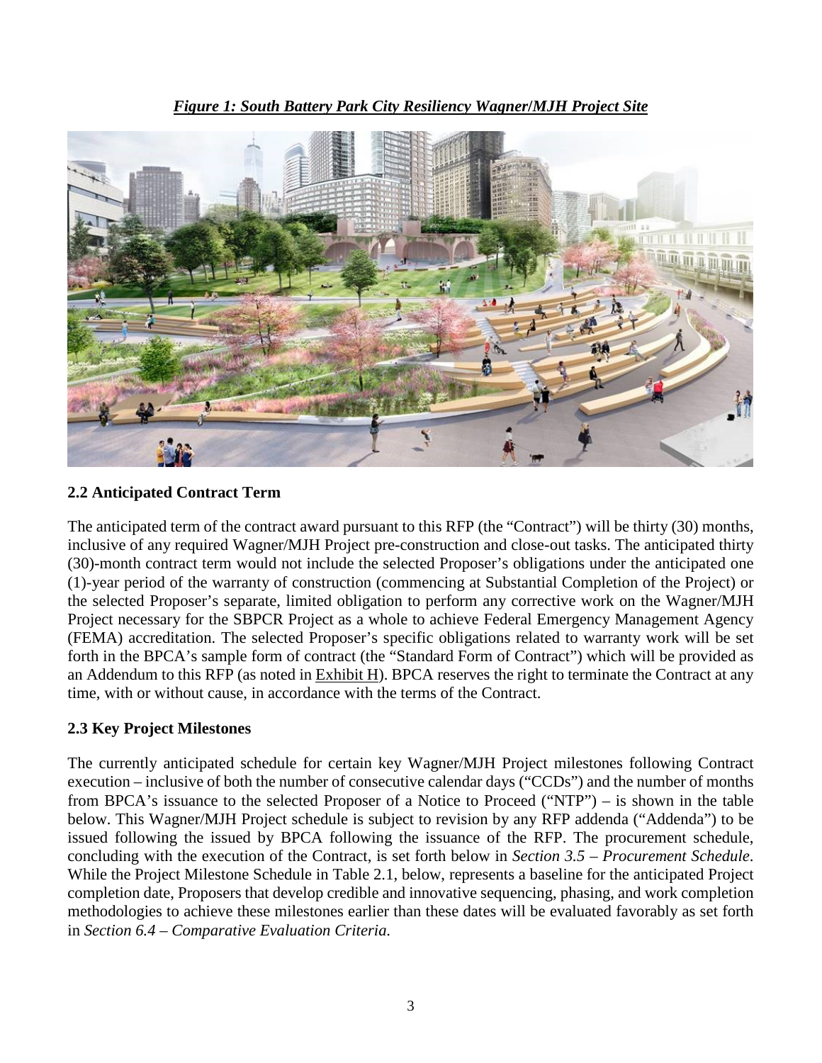***Figure 1: South Battery Park City Resiliency Wagner/MJH Project Site***

## 2.2 Anticipated Contract Term

The anticipated term of the contract award pursuant to this RFP (the "Contract") will be thirty (30) months, inclusive of any required Wagner/MJH Project pre-construction and close-out tasks. The anticipated thirty (30)-month contract term would not include the selected Proposer's obligations under the anticipated one (1)-year period of the warranty of construction (commencing at Substantial Completion of the Project) or the selected Proposer's separate, limited obligation to perform any corrective work on the Wagner/MJH Project necessary for the SBPCR Project as a whole to achieve Federal Emergency Management Agency (FEMA) accreditation. The selected Proposer's specific obligations related to warranty work will be set forth in the BPCA's sample form of contract (the "Standard Form of Contract") which will be provided as an Addendum to this RFP (as noted in Exhibit H). BPCA reserves the right to terminate the Contract at any time, with or without cause, in accordance with the terms of the Contract.

## 2.3 Key Project Milestones

The currently anticipated schedule for certain key Wagner/MJH Project milestones following Contract execution – inclusive of both the number of consecutive calendar days ("CCDs") and the number of months from BPCA's issuance to the selected Proposer of a Notice to Proceed ("NTP") – is shown in the table below. This Wagner/MJH Project schedule is subject to revision by any RFP addenda ("Addenda") to be issued following the issued by BPCA following the issuance of the RFP. The procurement schedule, concluding with the execution of the Contract, is set forth below in *Section 3.5 – Procurement Schedule*. While the Project Milestone Schedule in Table 2.1, below, represents a baseline for the anticipated Project completion date, Proposers that develop credible and innovative sequencing, phasing, and work completion methodologies to achieve these milestones earlier than these dates will be evaluated favorably as set forth in *Section 6.4 – Comparative Evaluation Criteria*.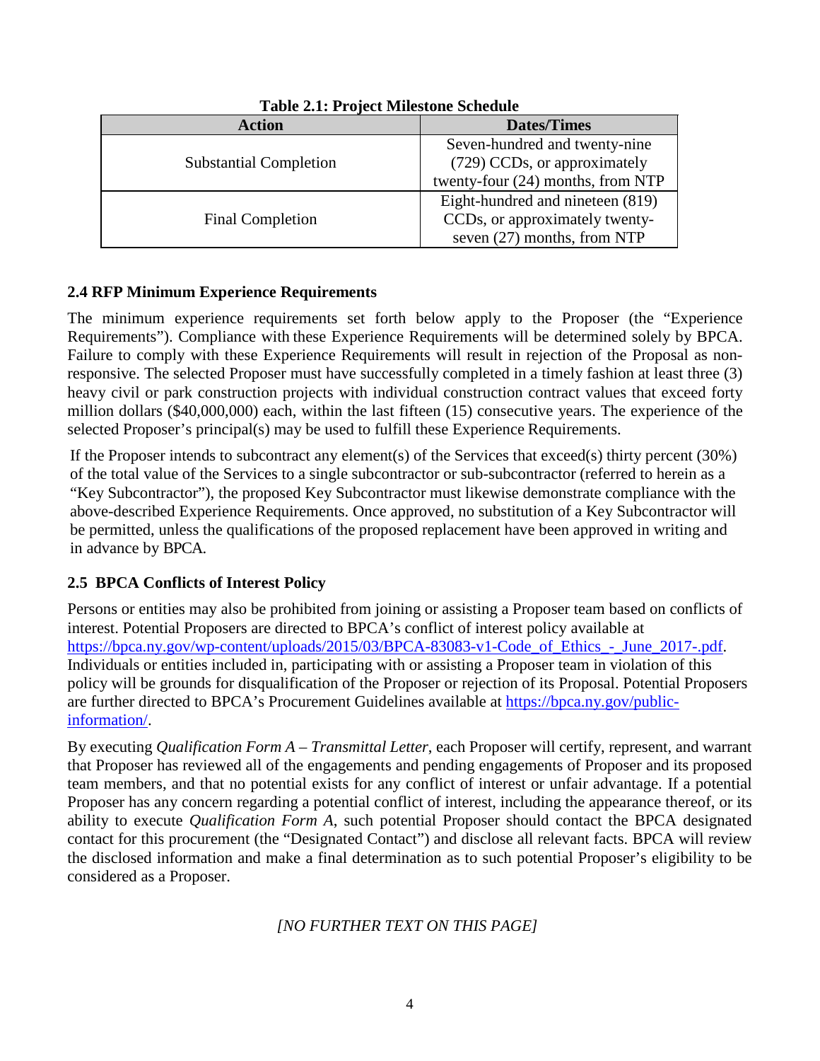**Table 2.1: Project Milestone Schedule**

| Action | Dates/Times |
| --- | --- |
| Substantial Completion | Seven-hundred and twenty-nine (729) CCDs, or approximately twenty-four (24) months, from NTP |
| Final Completion | Eight-hundred and nineteen (819) CCDs, or approximately twenty-seven (27) months, from NTP |

### 2.4 RFP Minimum Experience Requirements

The minimum experience requirements set forth below apply to the Proposer (the "Experience Requirements"). Compliance with these Experience Requirements will be determined solely by BPCA. Failure to comply with these Experience Requirements will result in rejection of the Proposal as non-responsive. The selected Proposer must have successfully completed in a timely fashion at least three (3) heavy civil or park construction projects with individual construction contract values that exceed forty million dollars ($40,000,000) each, within the last fifteen (15) consecutive years. The experience of the selected Proposer's principal(s) may be used to fulfill these Experience Requirements.

If the Proposer intends to subcontract any element(s) of the Services that exceed(s) thirty percent (30%) of the total value of the Services to a single subcontractor or sub-subcontractor (referred to herein as a "Key Subcontractor"), the proposed Key Subcontractor must likewise demonstrate compliance with the above-described Experience Requirements. Once approved, no substitution of a Key Subcontractor will be permitted, unless the qualifications of the proposed replacement have been approved in writing and in advance by BPCA.

### 2.5 BPCA Conflicts of Interest Policy

Persons or entities may also be prohibited from joining or assisting a Proposer team based on conflicts of interest. Potential Proposers are directed to BPCA's conflict of interest policy available at https://bpca.ny.gov/wp-content/uploads/2015/03/BPCA-83083-v1-Code_of_Ethics_-_June_2017-.pdf. Individuals or entities included in, participating with or assisting a Proposer team in violation of this policy will be grounds for disqualification of the Proposer or rejection of its Proposal. Potential Proposers are further directed to BPCA's Procurement Guidelines available at https://bpca.ny.gov/public-information/.

By executing *Qualification Form A – Transmittal Letter*, each Proposer will certify, represent, and warrant that Proposer has reviewed all of the engagements and pending engagements of Proposer and its proposed team members, and that no potential exists for any conflict of interest or unfair advantage. If a potential Proposer has any concern regarding a potential conflict of interest, including the appearance thereof, or its ability to execute *Qualification Form A*, such potential Proposer should contact the BPCA designated contact for this procurement (the "Designated Contact") and disclose all relevant facts. BPCA will review the disclosed information and make a final determination as to such potential Proposer's eligibility to be considered as a Proposer.

*[NO FURTHER TEXT ON THIS PAGE]*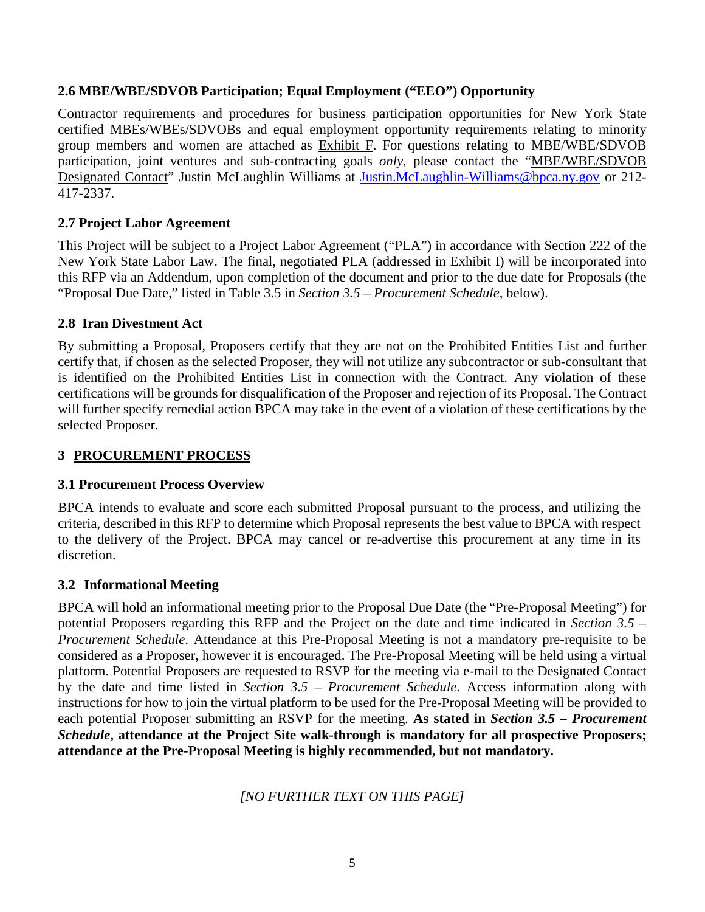### 2.6 MBE/WBE/SDVOB Participation; Equal Employment ("EEO") Opportunity

Contractor requirements and procedures for business participation opportunities for New York State certified MBEs/WBEs/SDVOBs and equal employment opportunity requirements relating to minority group members and women are attached as Exhibit F. For questions relating to MBE/WBE/SDVOB participation, joint ventures and sub-contracting goals *only*, please contact the "MBE/WBE/SDVOB Designated Contact" Justin McLaughlin Williams at Justin.McLaughlin-Williams@bpca.ny.gov or 212-417-2337.

### 2.7 Project Labor Agreement

This Project will be subject to a Project Labor Agreement ("PLA") in accordance with Section 222 of the New York State Labor Law. The final, negotiated PLA (addressed in Exhibit I) will be incorporated into this RFP via an Addendum, upon completion of the document and prior to the due date for Proposals (the "Proposal Due Date," listed in Table 3.5 in *Section 3.5 – Procurement Schedule*, below).

### 2.8 Iran Divestment Act

By submitting a Proposal, Proposers certify that they are not on the Prohibited Entities List and further certify that, if chosen as the selected Proposer, they will not utilize any subcontractor or sub-consultant that is identified on the Prohibited Entities List in connection with the Contract. Any violation of these certifications will be grounds for disqualification of the Proposer and rejection of its Proposal. The Contract will further specify remedial action BPCA may take in the event of a violation of these certifications by the selected Proposer.

## 3 PROCUREMENT PROCESS

### 3.1 Procurement Process Overview

BPCA intends to evaluate and score each submitted Proposal pursuant to the process, and utilizing the criteria, described in this RFP to determine which Proposal represents the best value to BPCA with respect to the delivery of the Project. BPCA may cancel or re-advertise this procurement at any time in its discretion.

### 3.2 Informational Meeting

BPCA will hold an informational meeting prior to the Proposal Due Date (the "Pre-Proposal Meeting") for potential Proposers regarding this RFP and the Project on the date and time indicated in *Section 3.5 – Procurement Schedule*. Attendance at this Pre-Proposal Meeting is not a mandatory pre-requisite to be considered as a Proposer, however it is encouraged. The Pre-Proposal Meeting will be held using a virtual platform. Potential Proposers are requested to RSVP for the meeting via e-mail to the Designated Contact by the date and time listed in *Section 3.5 – Procurement Schedule*. Access information along with instructions for how to join the virtual platform to be used for the Pre-Proposal Meeting will be provided to each potential Proposer submitting an RSVP for the meeting. **As stated in *Section 3.5 – Procurement Schedule*, attendance at the Project Site walk-through is mandatory for all prospective Proposers; attendance at the Pre-Proposal Meeting is highly recommended, but not mandatory.**

*[NO FURTHER TEXT ON THIS PAGE]*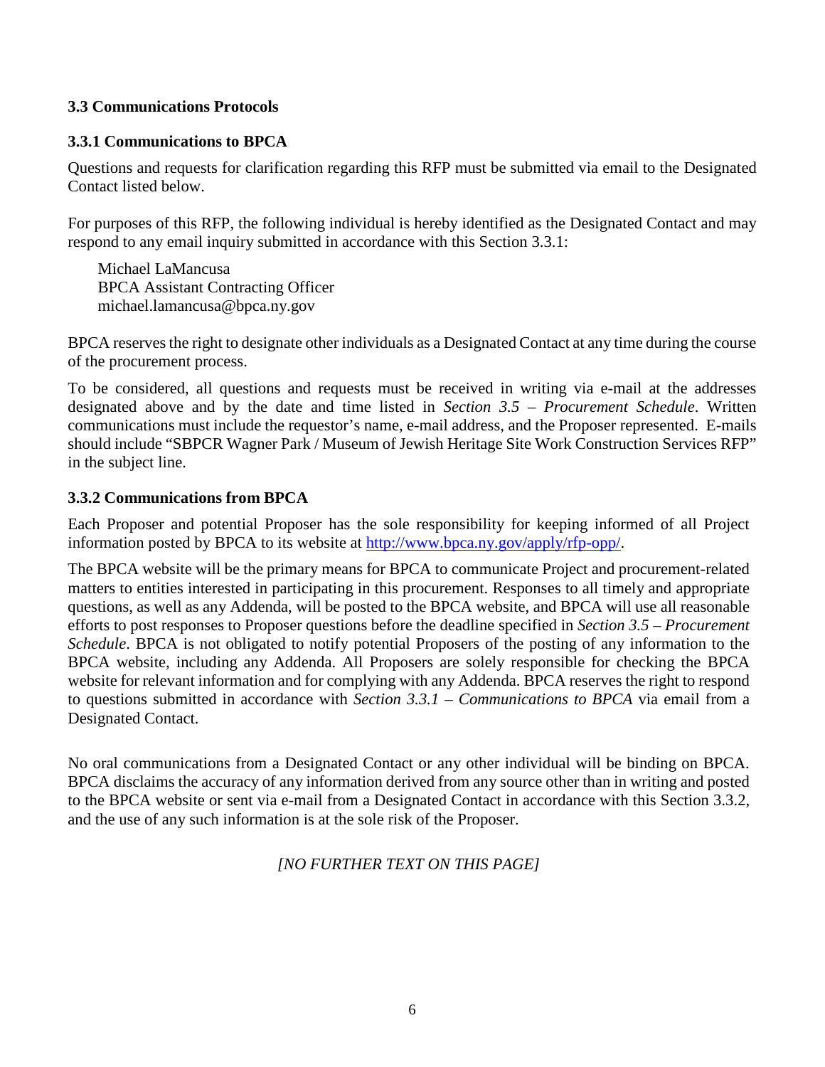### 3.3 Communications Protocols

#### 3.3.1 Communications to BPCA

Questions and requests for clarification regarding this RFP must be submitted via email to the Designated Contact listed below.

For purposes of this RFP, the following individual is hereby identified as the Designated Contact and may respond to any email inquiry submitted in accordance with this Section 3.3.1:

> Michael LaMancusa
> BPCA Assistant Contracting Officer
> michael.lamancusa@bpca.ny.gov

BPCA reserves the right to designate other individuals as a Designated Contact at any time during the course of the procurement process.

To be considered, all questions and requests must be received in writing via e-mail at the addresses designated above and by the date and time listed in *Section 3.5 – Procurement Schedule*. Written communications must include the requestor's name, e-mail address, and the Proposer represented. E-mails should include "SBPCR Wagner Park / Museum of Jewish Heritage Site Work Construction Services RFP" in the subject line.

#### 3.3.2 Communications from BPCA

Each Proposer and potential Proposer has the sole responsibility for keeping informed of all Project information posted by BPCA to its website at http://www.bpca.ny.gov/apply/rfp-opp/.

The BPCA website will be the primary means for BPCA to communicate Project and procurement-related matters to entities interested in participating in this procurement. Responses to all timely and appropriate questions, as well as any Addenda, will be posted to the BPCA website, and BPCA will use all reasonable efforts to post responses to Proposer questions before the deadline specified in *Section 3.5 – Procurement Schedule*. BPCA is not obligated to notify potential Proposers of the posting of any information to the BPCA website, including any Addenda. All Proposers are solely responsible for checking the BPCA website for relevant information and for complying with any Addenda. BPCA reserves the right to respond to questions submitted in accordance with *Section 3.3.1 – Communications to BPCA* via email from a Designated Contact.

No oral communications from a Designated Contact or any other individual will be binding on BPCA. BPCA disclaims the accuracy of any information derived from any source other than in writing and posted to the BPCA website or sent via e-mail from a Designated Contact in accordance with this Section 3.3.2, and the use of any such information is at the sole risk of the Proposer.

*[NO FURTHER TEXT ON THIS PAGE]*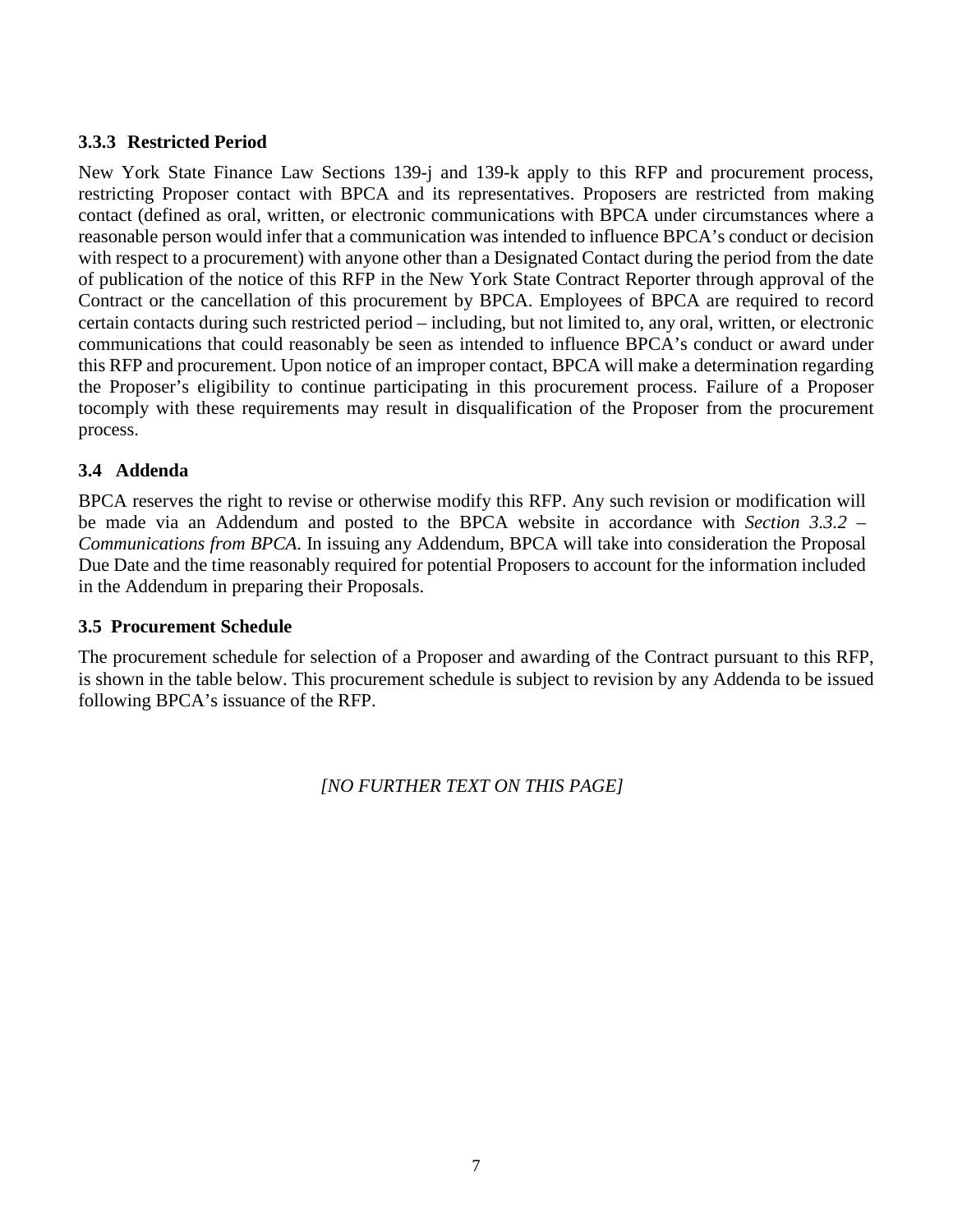### 3.3.3 Restricted Period

New York State Finance Law Sections 139-j and 139-k apply to this RFP and procurement process, restricting Proposer contact with BPCA and its representatives. Proposers are restricted from making contact (defined as oral, written, or electronic communications with BPCA under circumstances where a reasonable person would infer that a communication was intended to influence BPCA's conduct or decision with respect to a procurement) with anyone other than a Designated Contact during the period from the date of publication of the notice of this RFP in the New York State Contract Reporter through approval of the Contract or the cancellation of this procurement by BPCA. Employees of BPCA are required to record certain contacts during such restricted period – including, but not limited to, any oral, written, or electronic communications that could reasonably be seen as intended to influence BPCA's conduct or award under this RFP and procurement. Upon notice of an improper contact, BPCA will make a determination regarding the Proposer's eligibility to continue participating in this procurement process. Failure of a Proposer tocomply with these requirements may result in disqualification of the Proposer from the procurement process.

### 3.4 Addenda

BPCA reserves the right to revise or otherwise modify this RFP. Any such revision or modification will be made via an Addendum and posted to the BPCA website in accordance with *Section 3.3.2 – Communications from BPCA*. In issuing any Addendum, BPCA will take into consideration the Proposal Due Date and the time reasonably required for potential Proposers to account for the information included in the Addendum in preparing their Proposals.

### 3.5 Procurement Schedule

The procurement schedule for selection of a Proposer and awarding of the Contract pursuant to this RFP, is shown in the table below. This procurement schedule is subject to revision by any Addenda to be issued following BPCA's issuance of the RFP.

*[NO FURTHER TEXT ON THIS PAGE]*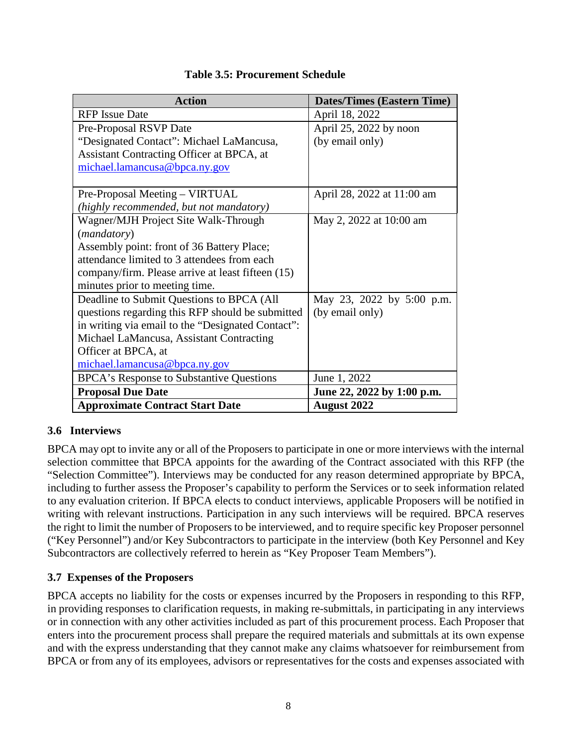**Table 3.5: Procurement Schedule**

| Action | Dates/Times (Eastern Time) |
|---|---|
| RFP Issue Date | April 18, 2022 |
| Pre-Proposal RSVP Date<br>"Designated Contact": Michael LaMancusa, Assistant Contracting Officer at BPCA, at michael.lamancusa@bpca.ny.gov | April 25, 2022 by noon (by email only) |
| Pre-Proposal Meeting – VIRTUAL<br>*(highly recommended, but not mandatory)* | April 28, 2022 at 11:00 am |
| Wagner/MJH Project Site Walk-Through (*mandatory*)<br>Assembly point: front of 36 Battery Place; attendance limited to 3 attendees from each company/firm. Please arrive at least fifteen (15) minutes prior to meeting time. | May 2, 2022 at 10:00 am |
| Deadline to Submit Questions to BPCA (All questions regarding this RFP should be submitted in writing via email to the "Designated Contact": Michael LaMancusa, Assistant Contracting Officer at BPCA, at michael.lamancusa@bpca.ny.gov | May 23, 2022 by 5:00 p.m. (by email only) |
| BPCA's Response to Substantive Questions | June 1, 2022 |
| **Proposal Due Date** | **June 22, 2022 by 1:00 p.m.** |
| **Approximate Contract Start Date** | **August 2022** |

### 3.6 Interviews

BPCA may opt to invite any or all of the Proposers to participate in one or more interviews with the internal selection committee that BPCA appoints for the awarding of the Contract associated with this RFP (the "Selection Committee"). Interviews may be conducted for any reason determined appropriate by BPCA, including to further assess the Proposer's capability to perform the Services or to seek information related to any evaluation criterion. If BPCA elects to conduct interviews, applicable Proposers will be notified in writing with relevant instructions. Participation in any such interviews will be required. BPCA reserves the right to limit the number of Proposers to be interviewed, and to require specific key Proposer personnel ("Key Personnel") and/or Key Subcontractors to participate in the interview (both Key Personnel and Key Subcontractors are collectively referred to herein as "Key Proposer Team Members").

### 3.7 Expenses of the Proposers

BPCA accepts no liability for the costs or expenses incurred by the Proposers in responding to this RFP, in providing responses to clarification requests, in making re-submittals, in participating in any interviews or in connection with any other activities included as part of this procurement process. Each Proposer that enters into the procurement process shall prepare the required materials and submittals at its own expense and with the express understanding that they cannot make any claims whatsoever for reimbursement from BPCA or from any of its employees, advisors or representatives for the costs and expenses associated with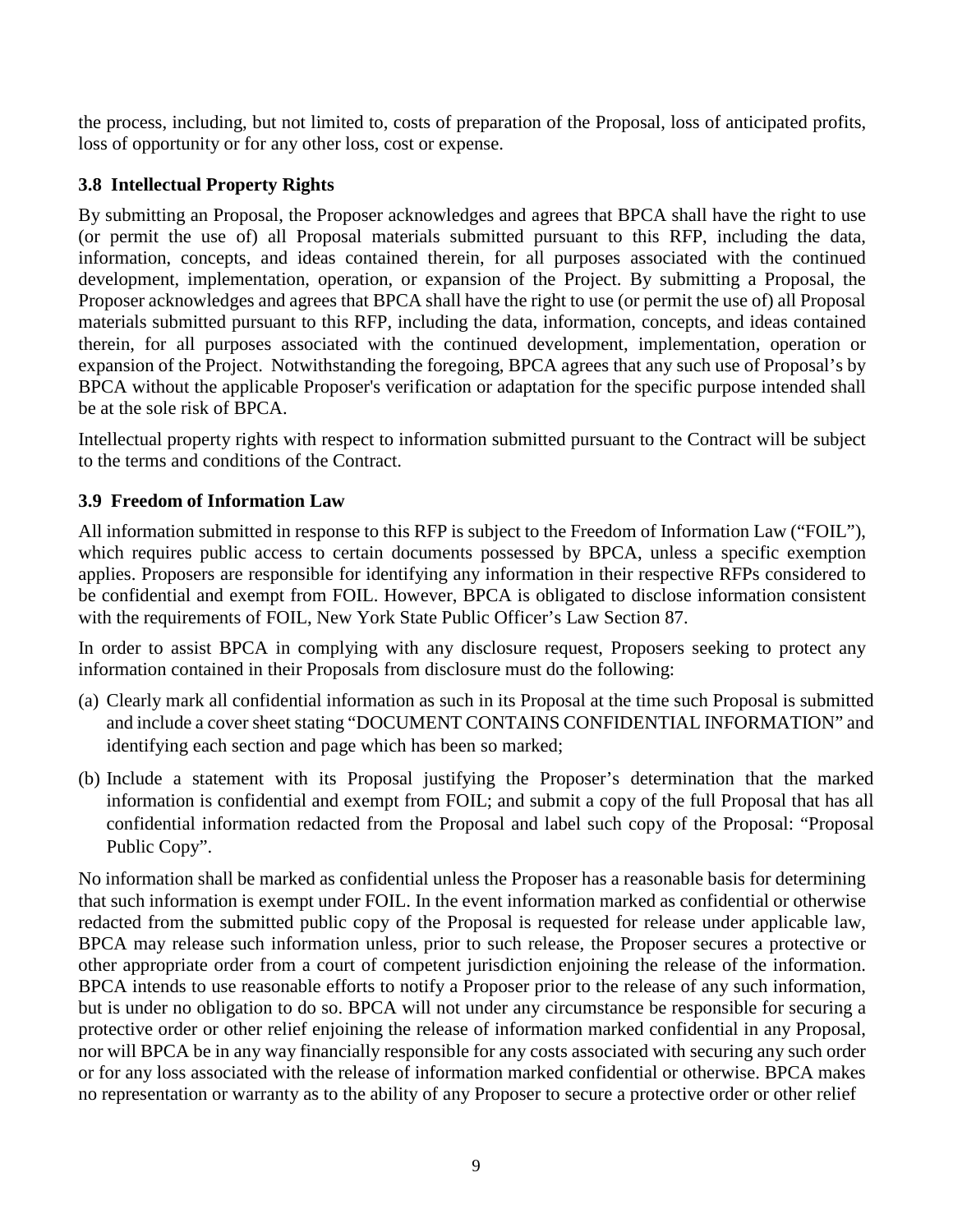the process, including, but not limited to, costs of preparation of the Proposal, loss of anticipated profits, loss of opportunity or for any other loss, cost or expense.

### 3.8 Intellectual Property Rights

By submitting an Proposal, the Proposer acknowledges and agrees that BPCA shall have the right to use (or permit the use of) all Proposal materials submitted pursuant to this RFP, including the data, information, concepts, and ideas contained therein, for all purposes associated with the continued development, implementation, operation, or expansion of the Project. By submitting a Proposal, the Proposer acknowledges and agrees that BPCA shall have the right to use (or permit the use of) all Proposal materials submitted pursuant to this RFP, including the data, information, concepts, and ideas contained therein, for all purposes associated with the continued development, implementation, operation or expansion of the Project. Notwithstanding the foregoing, BPCA agrees that any such use of Proposal's by BPCA without the applicable Proposer's verification or adaptation for the specific purpose intended shall be at the sole risk of BPCA.

Intellectual property rights with respect to information submitted pursuant to the Contract will be subject to the terms and conditions of the Contract.

### 3.9 Freedom of Information Law

All information submitted in response to this RFP is subject to the Freedom of Information Law ("FOIL"), which requires public access to certain documents possessed by BPCA, unless a specific exemption applies. Proposers are responsible for identifying any information in their respective RFPs considered to be confidential and exempt from FOIL. However, BPCA is obligated to disclose information consistent with the requirements of FOIL, New York State Public Officer's Law Section 87.

In order to assist BPCA in complying with any disclosure request, Proposers seeking to protect any information contained in their Proposals from disclosure must do the following:

(a) Clearly mark all confidential information as such in its Proposal at the time such Proposal is submitted and include a cover sheet stating "DOCUMENT CONTAINS CONFIDENTIAL INFORMATION" and identifying each section and page which has been so marked;

(b) Include a statement with its Proposal justifying the Proposer's determination that the marked information is confidential and exempt from FOIL; and submit a copy of the full Proposal that has all confidential information redacted from the Proposal and label such copy of the Proposal: "Proposal Public Copy".

No information shall be marked as confidential unless the Proposer has a reasonable basis for determining that such information is exempt under FOIL. In the event information marked as confidential or otherwise redacted from the submitted public copy of the Proposal is requested for release under applicable law, BPCA may release such information unless, prior to such release, the Proposer secures a protective or other appropriate order from a court of competent jurisdiction enjoining the release of the information. BPCA intends to use reasonable efforts to notify a Proposer prior to the release of any such information, but is under no obligation to do so. BPCA will not under any circumstance be responsible for securing a protective order or other relief enjoining the release of information marked confidential in any Proposal, nor will BPCA be in any way financially responsible for any costs associated with securing any such order or for any loss associated with the release of information marked confidential or otherwise. BPCA makes no representation or warranty as to the ability of any Proposer to secure a protective order or other relief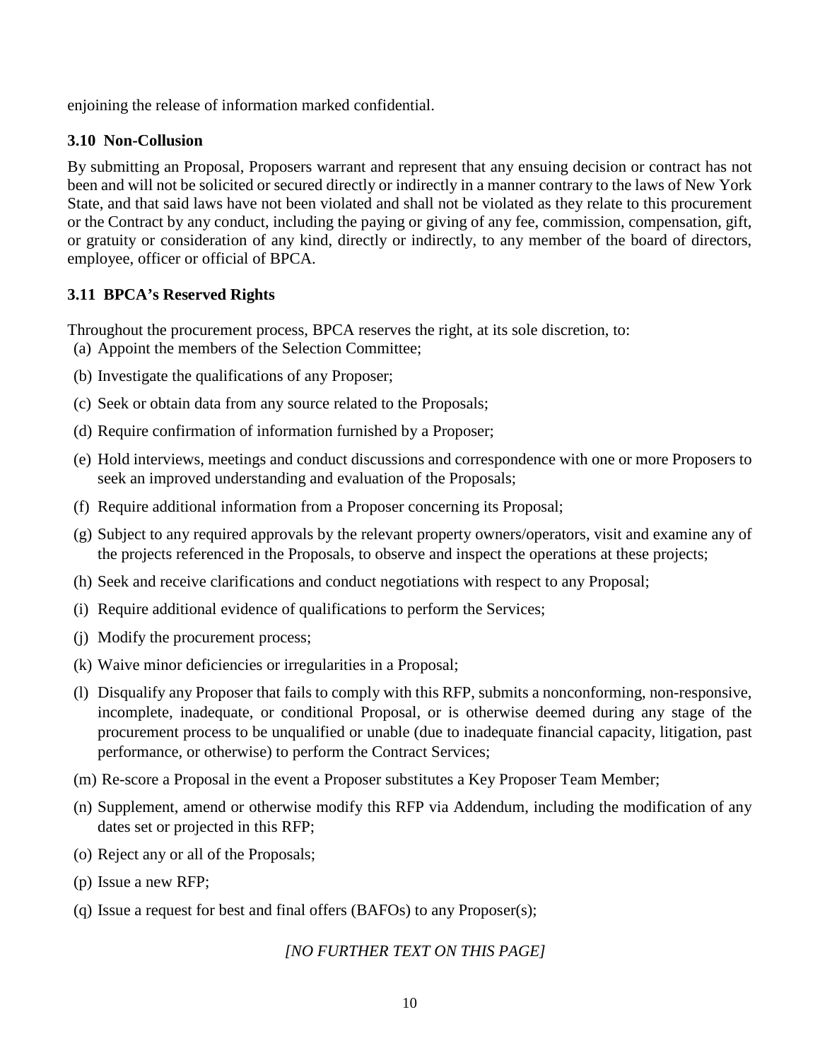enjoining the release of information marked confidential.

### 3.10 Non-Collusion

By submitting an Proposal, Proposers warrant and represent that any ensuing decision or contract has not been and will not be solicited or secured directly or indirectly in a manner contrary to the laws of New York State, and that said laws have not been violated and shall not be violated as they relate to this procurement or the Contract by any conduct, including the paying or giving of any fee, commission, compensation, gift, or gratuity or consideration of any kind, directly or indirectly, to any member of the board of directors, employee, officer or official of BPCA.

### 3.11 BPCA's Reserved Rights

Throughout the procurement process, BPCA reserves the right, at its sole discretion, to:

(a) Appoint the members of the Selection Committee;

(b) Investigate the qualifications of any Proposer;

(c) Seek or obtain data from any source related to the Proposals;

(d) Require confirmation of information furnished by a Proposer;

(e) Hold interviews, meetings and conduct discussions and correspondence with one or more Proposers to seek an improved understanding and evaluation of the Proposals;

(f) Require additional information from a Proposer concerning its Proposal;

(g) Subject to any required approvals by the relevant property owners/operators, visit and examine any of the projects referenced in the Proposals, to observe and inspect the operations at these projects;

(h) Seek and receive clarifications and conduct negotiations with respect to any Proposal;

(i) Require additional evidence of qualifications to perform the Services;

(j) Modify the procurement process;

(k) Waive minor deficiencies or irregularities in a Proposal;

(l) Disqualify any Proposer that fails to comply with this RFP, submits a nonconforming, non-responsive, incomplete, inadequate, or conditional Proposal, or is otherwise deemed during any stage of the procurement process to be unqualified or unable (due to inadequate financial capacity, litigation, past performance, or otherwise) to perform the Contract Services;

(m) Re-score a Proposal in the event a Proposer substitutes a Key Proposer Team Member;

(n) Supplement, amend or otherwise modify this RFP via Addendum, including the modification of any dates set or projected in this RFP;

(o) Reject any or all of the Proposals;

(p) Issue a new RFP;

(q) Issue a request for best and final offers (BAFOs) to any Proposer(s);

*[NO FURTHER TEXT ON THIS PAGE]*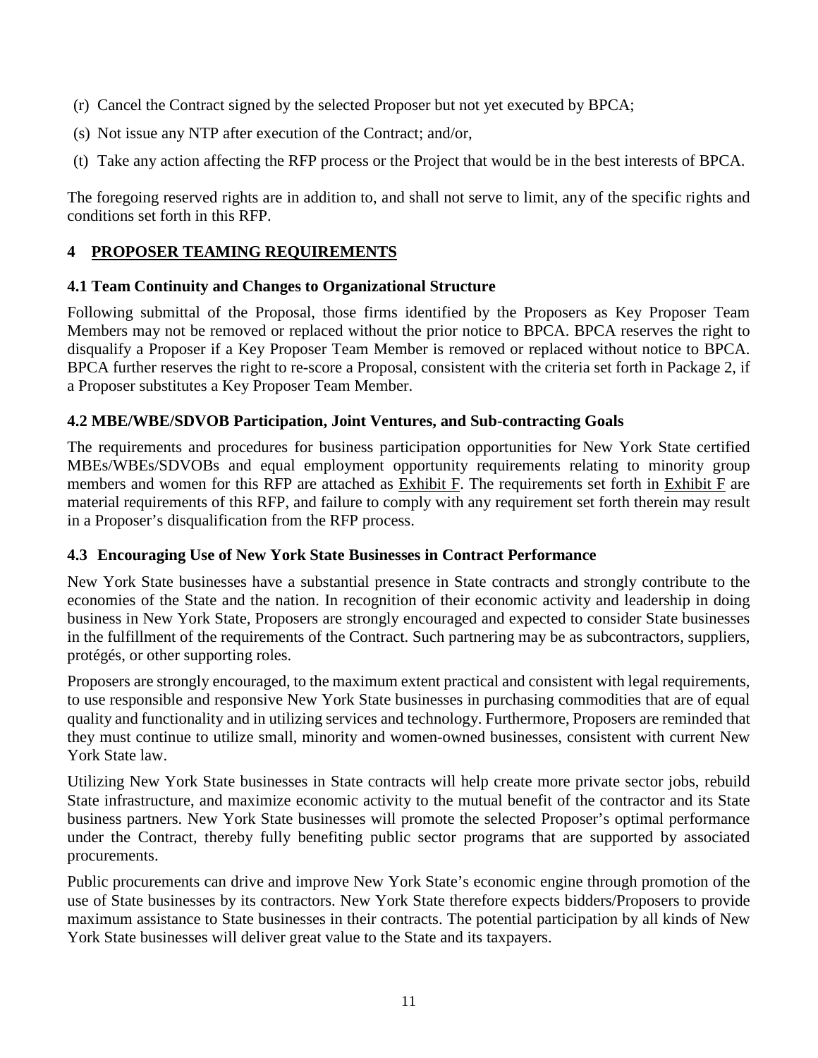(r) Cancel the Contract signed by the selected Proposer but not yet executed by BPCA;

(s) Not issue any NTP after execution of the Contract; and/or,

(t) Take any action affecting the RFP process or the Project that would be in the best interests of BPCA.

The foregoing reserved rights are in addition to, and shall not serve to limit, any of the specific rights and conditions set forth in this RFP.

## 4 PROPOSER TEAMING REQUIREMENTS

### 4.1 Team Continuity and Changes to Organizational Structure

Following submittal of the Proposal, those firms identified by the Proposers as Key Proposer Team Members may not be removed or replaced without the prior notice to BPCA. BPCA reserves the right to disqualify a Proposer if a Key Proposer Team Member is removed or replaced without notice to BPCA. BPCA further reserves the right to re-score a Proposal, consistent with the criteria set forth in Package 2, if a Proposer substitutes a Key Proposer Team Member.

### 4.2 MBE/WBE/SDVOB Participation, Joint Ventures, and Sub-contracting Goals

The requirements and procedures for business participation opportunities for New York State certified MBEs/WBEs/SDVOBs and equal employment opportunity requirements relating to minority group members and women for this RFP are attached as Exhibit F. The requirements set forth in Exhibit F are material requirements of this RFP, and failure to comply with any requirement set forth therein may result in a Proposer's disqualification from the RFP process.

### 4.3 Encouraging Use of New York State Businesses in Contract Performance

New York State businesses have a substantial presence in State contracts and strongly contribute to the economies of the State and the nation. In recognition of their economic activity and leadership in doing business in New York State, Proposers are strongly encouraged and expected to consider State businesses in the fulfillment of the requirements of the Contract. Such partnering may be as subcontractors, suppliers, protégés, or other supporting roles.

Proposers are strongly encouraged, to the maximum extent practical and consistent with legal requirements, to use responsible and responsive New York State businesses in purchasing commodities that are of equal quality and functionality and in utilizing services and technology. Furthermore, Proposers are reminded that they must continue to utilize small, minority and women-owned businesses, consistent with current New York State law.

Utilizing New York State businesses in State contracts will help create more private sector jobs, rebuild State infrastructure, and maximize economic activity to the mutual benefit of the contractor and its State business partners. New York State businesses will promote the selected Proposer's optimal performance under the Contract, thereby fully benefiting public sector programs that are supported by associated procurements.

Public procurements can drive and improve New York State's economic engine through promotion of the use of State businesses by its contractors. New York State therefore expects bidders/Proposers to provide maximum assistance to State businesses in their contracts. The potential participation by all kinds of New York State businesses will deliver great value to the State and its taxpayers.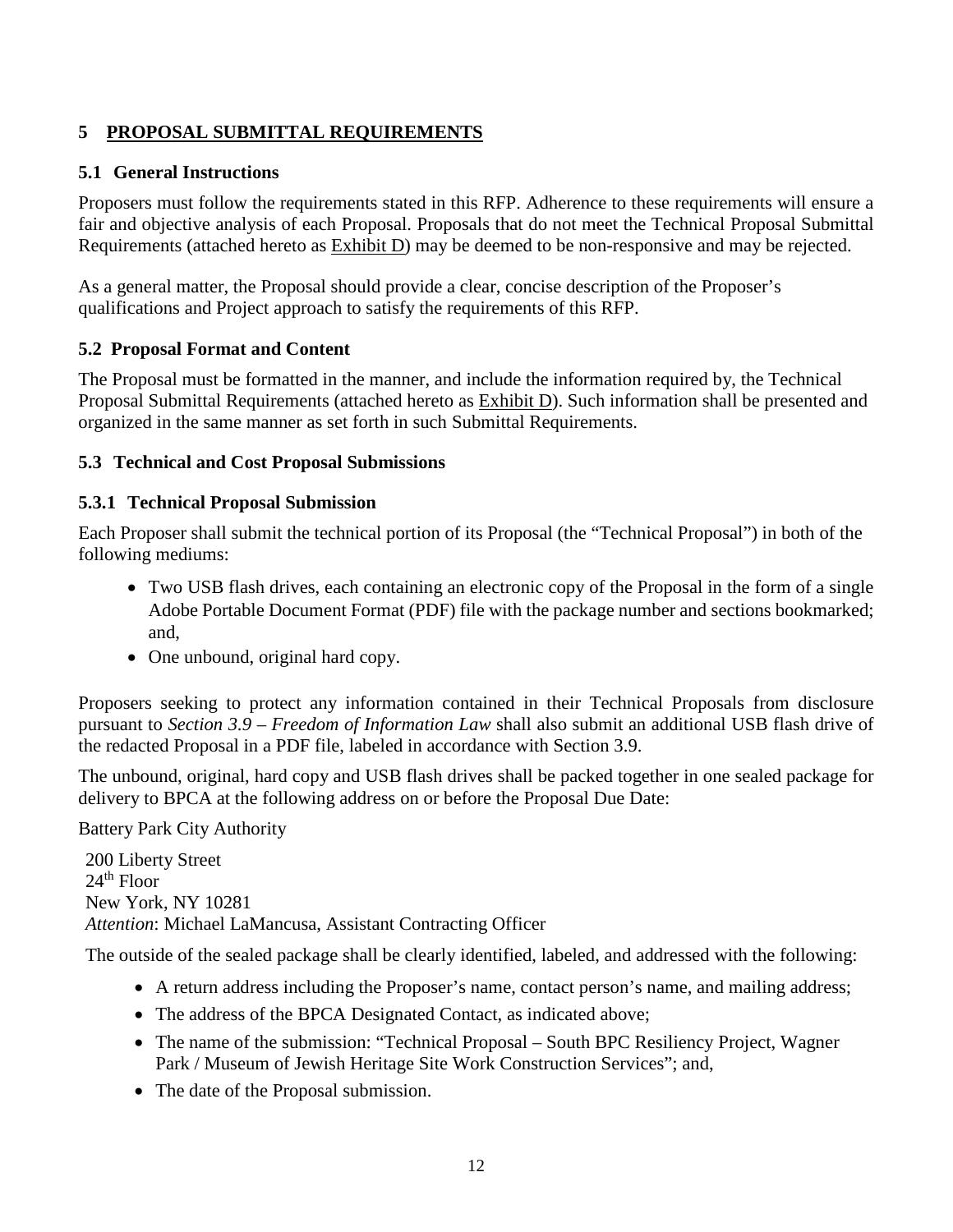# 5 PROPOSAL SUBMITTAL REQUIREMENTS

## 5.1 General Instructions

Proposers must follow the requirements stated in this RFP. Adherence to these requirements will ensure a fair and objective analysis of each Proposal. Proposals that do not meet the Technical Proposal Submittal Requirements (attached hereto as Exhibit D) may be deemed to be non-responsive and may be rejected.

As a general matter, the Proposal should provide a clear, concise description of the Proposer's qualifications and Project approach to satisfy the requirements of this RFP.

## 5.2 Proposal Format and Content

The Proposal must be formatted in the manner, and include the information required by, the Technical Proposal Submittal Requirements (attached hereto as Exhibit D). Such information shall be presented and organized in the same manner as set forth in such Submittal Requirements.

## 5.3 Technical and Cost Proposal Submissions

### 5.3.1 Technical Proposal Submission

Each Proposer shall submit the technical portion of its Proposal (the "Technical Proposal") in both of the following mediums:

- Two USB flash drives, each containing an electronic copy of the Proposal in the form of a single Adobe Portable Document Format (PDF) file with the package number and sections bookmarked; and,
- One unbound, original hard copy.

Proposers seeking to protect any information contained in their Technical Proposals from disclosure pursuant to *Section 3.9 – Freedom of Information Law* shall also submit an additional USB flash drive of the redacted Proposal in a PDF file, labeled in accordance with Section 3.9.

The unbound, original, hard copy and USB flash drives shall be packed together in one sealed package for delivery to BPCA at the following address on or before the Proposal Due Date:

Battery Park City Authority

200 Liberty Street
24th Floor
New York, NY 10281
*Attention*: Michael LaMancusa, Assistant Contracting Officer

The outside of the sealed package shall be clearly identified, labeled, and addressed with the following:

- A return address including the Proposer's name, contact person's name, and mailing address;
- The address of the BPCA Designated Contact, as indicated above;
- The name of the submission: "Technical Proposal – South BPC Resiliency Project, Wagner Park / Museum of Jewish Heritage Site Work Construction Services"; and,
- The date of the Proposal submission.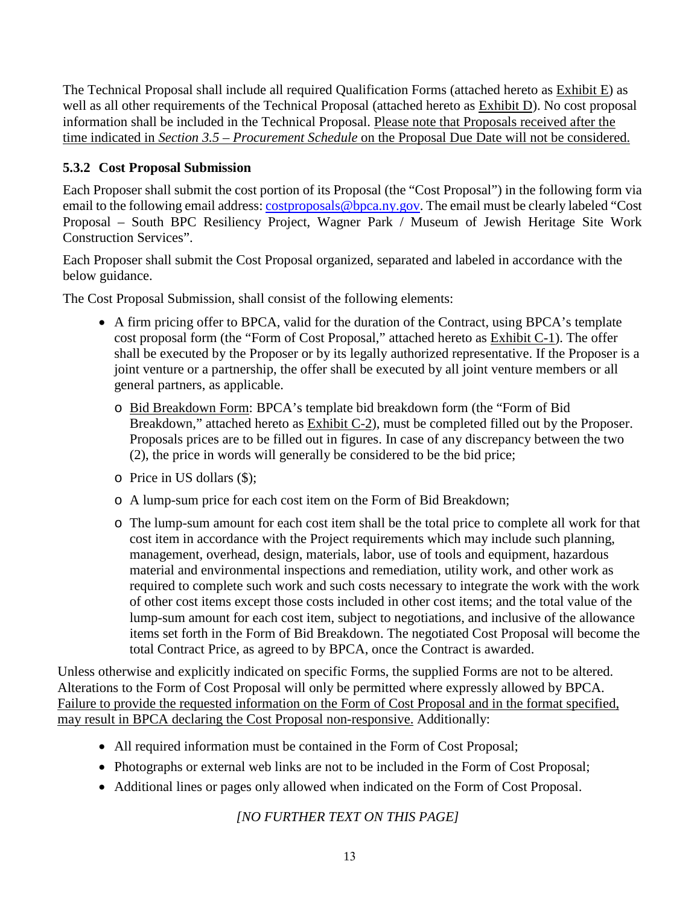The Technical Proposal shall include all required Qualification Forms (attached hereto as Exhibit E) as well as all other requirements of the Technical Proposal (attached hereto as Exhibit D). No cost proposal information shall be included in the Technical Proposal. Please note that Proposals received after the time indicated in *Section 3.5 – Procurement Schedule* on the Proposal Due Date will not be considered.

### 5.3.2 Cost Proposal Submission

Each Proposer shall submit the cost portion of its Proposal (the "Cost Proposal") in the following form via email to the following email address: costproposals@bpca.ny.gov. The email must be clearly labeled "Cost Proposal – South BPC Resiliency Project, Wagner Park / Museum of Jewish Heritage Site Work Construction Services".

Each Proposer shall submit the Cost Proposal organized, separated and labeled in accordance with the below guidance.

The Cost Proposal Submission, shall consist of the following elements:

- A firm pricing offer to BPCA, valid for the duration of the Contract, using BPCA's template cost proposal form (the "Form of Cost Proposal," attached hereto as Exhibit C-1). The offer shall be executed by the Proposer or by its legally authorized representative. If the Proposer is a joint venture or a partnership, the offer shall be executed by all joint venture members or all general partners, as applicable.
  - Bid Breakdown Form: BPCA's template bid breakdown form (the "Form of Bid Breakdown," attached hereto as Exhibit C-2), must be completed filled out by the Proposer. Proposals prices are to be filled out in figures. In case of any discrepancy between the two (2), the price in words will generally be considered to be the bid price;
  - Price in US dollars ($);
  - A lump-sum price for each cost item on the Form of Bid Breakdown;
  - The lump-sum amount for each cost item shall be the total price to complete all work for that cost item in accordance with the Project requirements which may include such planning, management, overhead, design, materials, labor, use of tools and equipment, hazardous material and environmental inspections and remediation, utility work, and other work as required to complete such work and such costs necessary to integrate the work with the work of other cost items except those costs included in other cost items; and the total value of the lump-sum amount for each cost item, subject to negotiations, and inclusive of the allowance items set forth in the Form of Bid Breakdown. The negotiated Cost Proposal will become the total Contract Price, as agreed to by BPCA, once the Contract is awarded.

Unless otherwise and explicitly indicated on specific Forms, the supplied Forms are not to be altered. Alterations to the Form of Cost Proposal will only be permitted where expressly allowed by BPCA. Failure to provide the requested information on the Form of Cost Proposal and in the format specified, may result in BPCA declaring the Cost Proposal non-responsive. Additionally:

- All required information must be contained in the Form of Cost Proposal;
- Photographs or external web links are not to be included in the Form of Cost Proposal;
- Additional lines or pages only allowed when indicated on the Form of Cost Proposal.

*[NO FURTHER TEXT ON THIS PAGE]*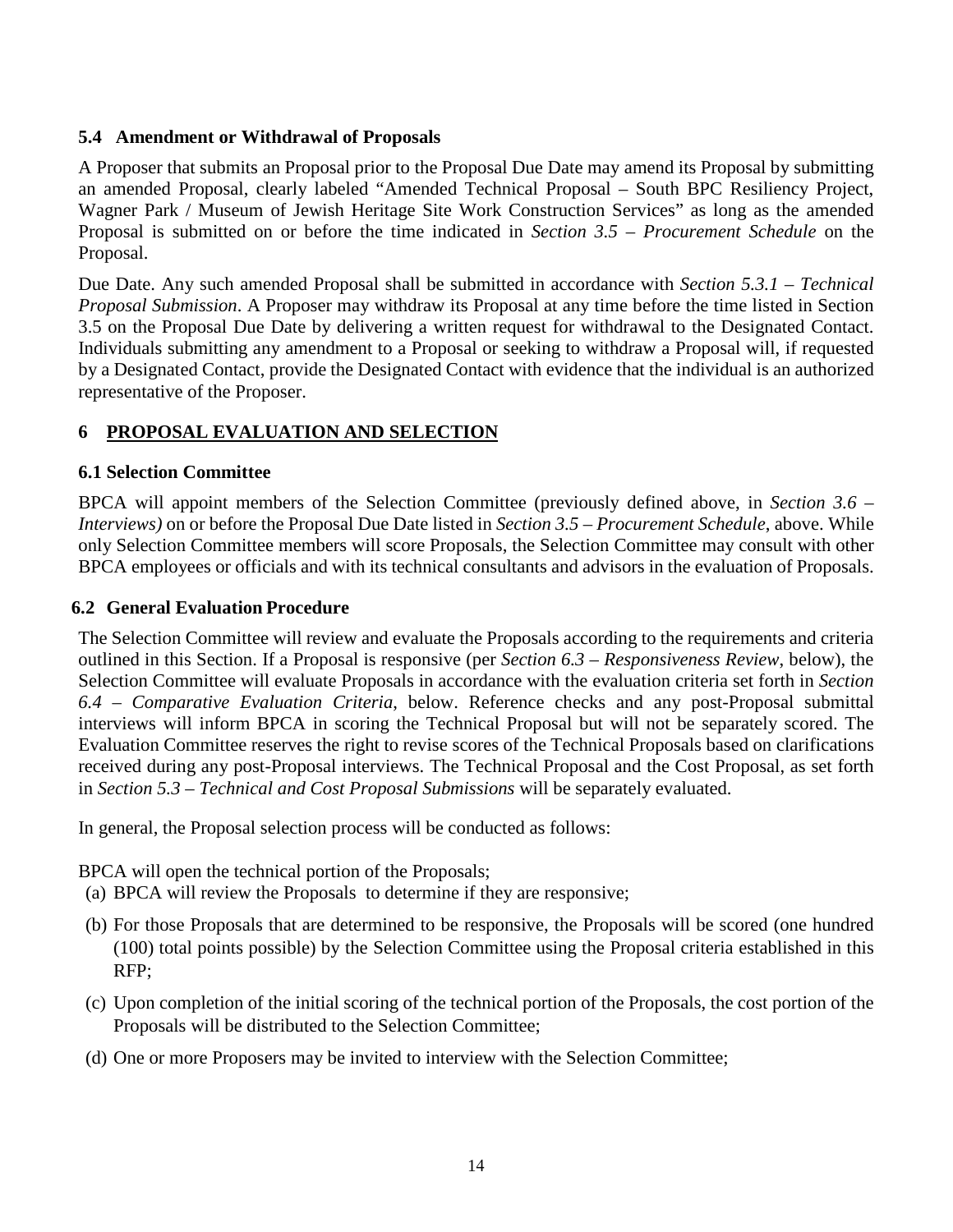### 5.4 Amendment or Withdrawal of Proposals

A Proposer that submits an Proposal prior to the Proposal Due Date may amend its Proposal by submitting an amended Proposal, clearly labeled "Amended Technical Proposal – South BPC Resiliency Project, Wagner Park / Museum of Jewish Heritage Site Work Construction Services" as long as the amended Proposal is submitted on or before the time indicated in *Section 3.5 – Procurement Schedule* on the Proposal.

Due Date. Any such amended Proposal shall be submitted in accordance with *Section 5.3.1 – Technical Proposal Submission*. A Proposer may withdraw its Proposal at any time before the time listed in Section 3.5 on the Proposal Due Date by delivering a written request for withdrawal to the Designated Contact. Individuals submitting any amendment to a Proposal or seeking to withdraw a Proposal will, if requested by a Designated Contact, provide the Designated Contact with evidence that the individual is an authorized representative of the Proposer.

## 6 PROPOSAL EVALUATION AND SELECTION

### 6.1 Selection Committee

BPCA will appoint members of the Selection Committee (previously defined above, in *Section 3.6 – Interviews)* on or before the Proposal Due Date listed in *Section 3.5 – Procurement Schedule*, above. While only Selection Committee members will score Proposals, the Selection Committee may consult with other BPCA employees or officials and with its technical consultants and advisors in the evaluation of Proposals.

### 6.2 General Evaluation Procedure

The Selection Committee will review and evaluate the Proposals according to the requirements and criteria outlined in this Section. If a Proposal is responsive (per *Section 6.3 – Responsiveness Review*, below), the Selection Committee will evaluate Proposals in accordance with the evaluation criteria set forth in *Section 6.4 – Comparative Evaluation Criteria*, below. Reference checks and any post-Proposal submittal interviews will inform BPCA in scoring the Technical Proposal but will not be separately scored. The Evaluation Committee reserves the right to revise scores of the Technical Proposals based on clarifications received during any post-Proposal interviews. The Technical Proposal and the Cost Proposal, as set forth in *Section 5.3 – Technical and Cost Proposal Submissions* will be separately evaluated.

In general, the Proposal selection process will be conducted as follows:

BPCA will open the technical portion of the Proposals;

(a) BPCA will review the Proposals to determine if they are responsive;

(b) For those Proposals that are determined to be responsive, the Proposals will be scored (one hundred (100) total points possible) by the Selection Committee using the Proposal criteria established in this RFP;

(c) Upon completion of the initial scoring of the technical portion of the Proposals, the cost portion of the Proposals will be distributed to the Selection Committee;

(d) One or more Proposers may be invited to interview with the Selection Committee;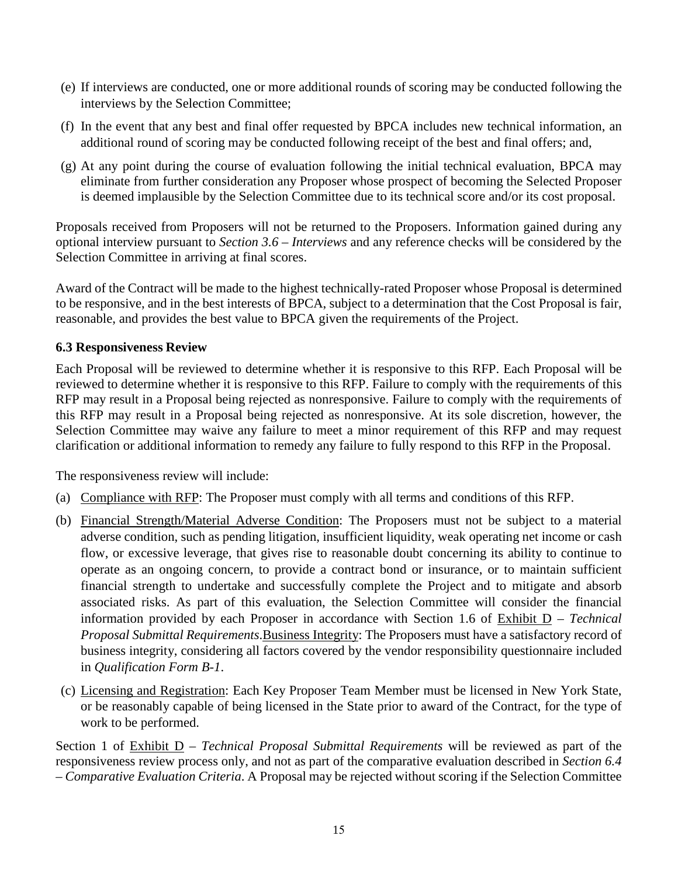(e) If interviews are conducted, one or more additional rounds of scoring may be conducted following the interviews by the Selection Committee;

(f) In the event that any best and final offer requested by BPCA includes new technical information, an additional round of scoring may be conducted following receipt of the best and final offers; and,

(g) At any point during the course of evaluation following the initial technical evaluation, BPCA may eliminate from further consideration any Proposer whose prospect of becoming the Selected Proposer is deemed implausible by the Selection Committee due to its technical score and/or its cost proposal.

Proposals received from Proposers will not be returned to the Proposers. Information gained during any optional interview pursuant to *Section 3.6 – Interviews* and any reference checks will be considered by the Selection Committee in arriving at final scores.

Award of the Contract will be made to the highest technically-rated Proposer whose Proposal is determined to be responsive, and in the best interests of BPCA, subject to a determination that the Cost Proposal is fair, reasonable, and provides the best value to BPCA given the requirements of the Project.

### 6.3 Responsiveness Review

Each Proposal will be reviewed to determine whether it is responsive to this RFP. Each Proposal will be reviewed to determine whether it is responsive to this RFP. Failure to comply with the requirements of this RFP may result in a Proposal being rejected as nonresponsive. Failure to comply with the requirements of this RFP may result in a Proposal being rejected as nonresponsive. At its sole discretion, however, the Selection Committee may waive any failure to meet a minor requirement of this RFP and may request clarification or additional information to remedy any failure to fully respond to this RFP in the Proposal.

The responsiveness review will include:

(a) <u>Compliance with RFP</u>: The Proposer must comply with all terms and conditions of this RFP.

(b) <u>Financial Strength/Material Adverse Condition</u>: The Proposers must not be subject to a material adverse condition, such as pending litigation, insufficient liquidity, weak operating net income or cash flow, or excessive leverage, that gives rise to reasonable doubt concerning its ability to continue to operate as an ongoing concern, to provide a contract bond or insurance, or to maintain sufficient financial strength to undertake and successfully complete the Project and to mitigate and absorb associated risks. As part of this evaluation, the Selection Committee will consider the financial information provided by each Proposer in accordance with Section 1.6 of <u>Exhibit D</u> – *Technical Proposal Submittal Requirements*.<u>Business Integrity</u>: The Proposers must have a satisfactory record of business integrity, considering all factors covered by the vendor responsibility questionnaire included in *Qualification Form B-1*.

(c) <u>Licensing and Registration</u>: Each Key Proposer Team Member must be licensed in New York State, or be reasonably capable of being licensed in the State prior to award of the Contract, for the type of work to be performed.

Section 1 of <u>Exhibit D</u> – *Technical Proposal Submittal Requirements* will be reviewed as part of the responsiveness review process only, and not as part of the comparative evaluation described in *Section 6.4 – Comparative Evaluation Criteria*. A Proposal may be rejected without scoring if the Selection Committee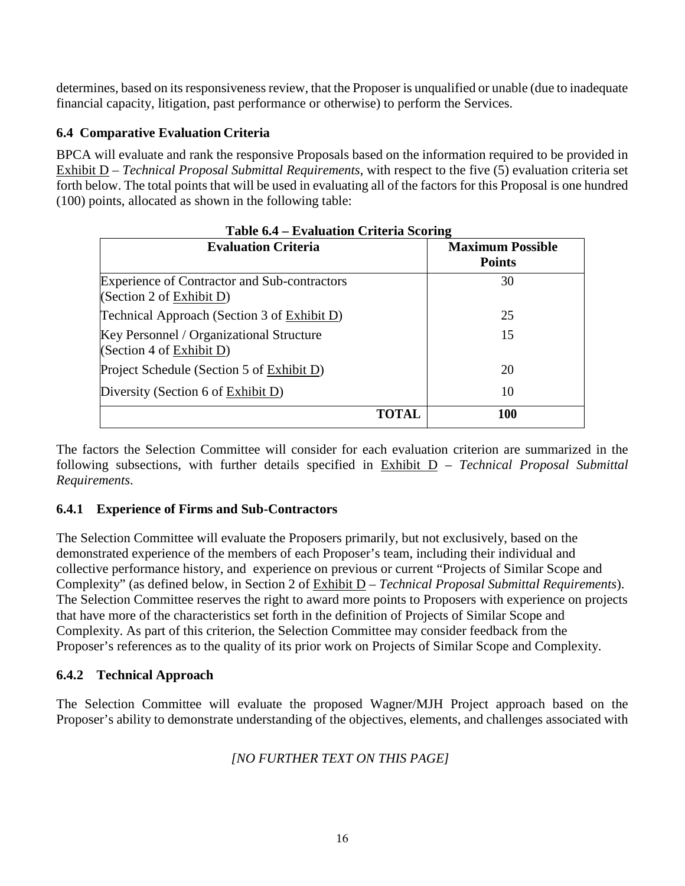determines, based on its responsiveness review, that the Proposer is unqualified or unable (due to inadequate financial capacity, litigation, past performance or otherwise) to perform the Services.

### 6.4 Comparative Evaluation Criteria

BPCA will evaluate and rank the responsive Proposals based on the information required to be provided in Exhibit D – *Technical Proposal Submittal Requirements*, with respect to the five (5) evaluation criteria set forth below. The total points that will be used in evaluating all of the factors for this Proposal is one hundred (100) points, allocated as shown in the following table:

**Table 6.4 – Evaluation Criteria Scoring**

| Evaluation Criteria | Maximum Possible Points |
|---|---|
| Experience of Contractor and Sub-contractors (Section 2 of Exhibit D) | 30 |
| Technical Approach (Section 3 of Exhibit D) | 25 |
| Key Personnel / Organizational Structure (Section 4 of Exhibit D) | 15 |
| Project Schedule (Section 5 of Exhibit D) | 20 |
| Diversity (Section 6 of Exhibit D) | 10 |
| **TOTAL** | **100** |

The factors the Selection Committee will consider for each evaluation criterion are summarized in the following subsections, with further details specified in Exhibit D – *Technical Proposal Submittal Requirements*.

#### 6.4.1 Experience of Firms and Sub-Contractors

The Selection Committee will evaluate the Proposers primarily, but not exclusively, based on the demonstrated experience of the members of each Proposer's team, including their individual and collective performance history, and experience on previous or current "Projects of Similar Scope and Complexity" (as defined below, in Section 2 of Exhibit D – *Technical Proposal Submittal Requirements*). The Selection Committee reserves the right to award more points to Proposers with experience on projects that have more of the characteristics set forth in the definition of Projects of Similar Scope and Complexity. As part of this criterion, the Selection Committee may consider feedback from the Proposer's references as to the quality of its prior work on Projects of Similar Scope and Complexity.

#### 6.4.2 Technical Approach

The Selection Committee will evaluate the proposed Wagner/MJH Project approach based on the Proposer's ability to demonstrate understanding of the objectives, elements, and challenges associated with

*[NO FURTHER TEXT ON THIS PAGE]*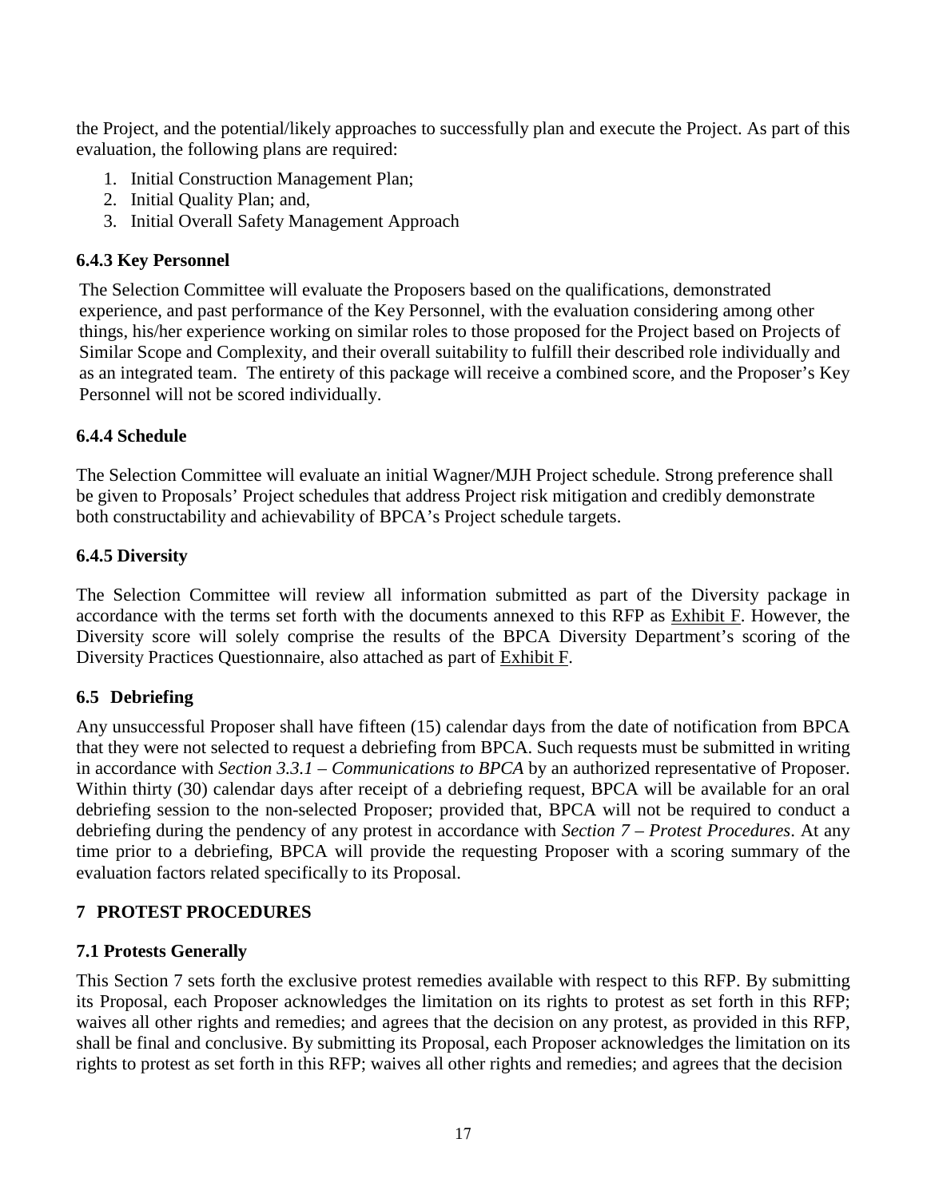the Project, and the potential/likely approaches to successfully plan and execute the Project. As part of this evaluation, the following plans are required:

1. Initial Construction Management Plan;
2. Initial Quality Plan; and,
3. Initial Overall Safety Management Approach

### 6.4.3 Key Personnel

The Selection Committee will evaluate the Proposers based on the qualifications, demonstrated experience, and past performance of the Key Personnel, with the evaluation considering among other things, his/her experience working on similar roles to those proposed for the Project based on Projects of Similar Scope and Complexity, and their overall suitability to fulfill their described role individually and as an integrated team. The entirety of this package will receive a combined score, and the Proposer's Key Personnel will not be scored individually.

### 6.4.4 Schedule

The Selection Committee will evaluate an initial Wagner/MJH Project schedule. Strong preference shall be given to Proposals' Project schedules that address Project risk mitigation and credibly demonstrate both constructability and achievability of BPCA's Project schedule targets.

### 6.4.5 Diversity

The Selection Committee will review all information submitted as part of the Diversity package in accordance with the terms set forth with the documents annexed to this RFP as Exhibit F. However, the Diversity score will solely comprise the results of the BPCA Diversity Department's scoring of the Diversity Practices Questionnaire, also attached as part of Exhibit F.

## 6.5 Debriefing

Any unsuccessful Proposer shall have fifteen (15) calendar days from the date of notification from BPCA that they were not selected to request a debriefing from BPCA. Such requests must be submitted in writing in accordance with *Section 3.3.1 – Communications to BPCA* by an authorized representative of Proposer. Within thirty (30) calendar days after receipt of a debriefing request, BPCA will be available for an oral debriefing session to the non-selected Proposer; provided that, BPCA will not be required to conduct a debriefing during the pendency of any protest in accordance with *Section 7 – Protest Procedures*. At any time prior to a debriefing, BPCA will provide the requesting Proposer with a scoring summary of the evaluation factors related specifically to its Proposal.

# 7 PROTEST PROCEDURES

## 7.1 Protests Generally

This Section 7 sets forth the exclusive protest remedies available with respect to this RFP. By submitting its Proposal, each Proposer acknowledges the limitation on its rights to protest as set forth in this RFP; waives all other rights and remedies; and agrees that the decision on any protest, as provided in this RFP, shall be final and conclusive. By submitting its Proposal, each Proposer acknowledges the limitation on its rights to protest as set forth in this RFP; waives all other rights and remedies; and agrees that the decision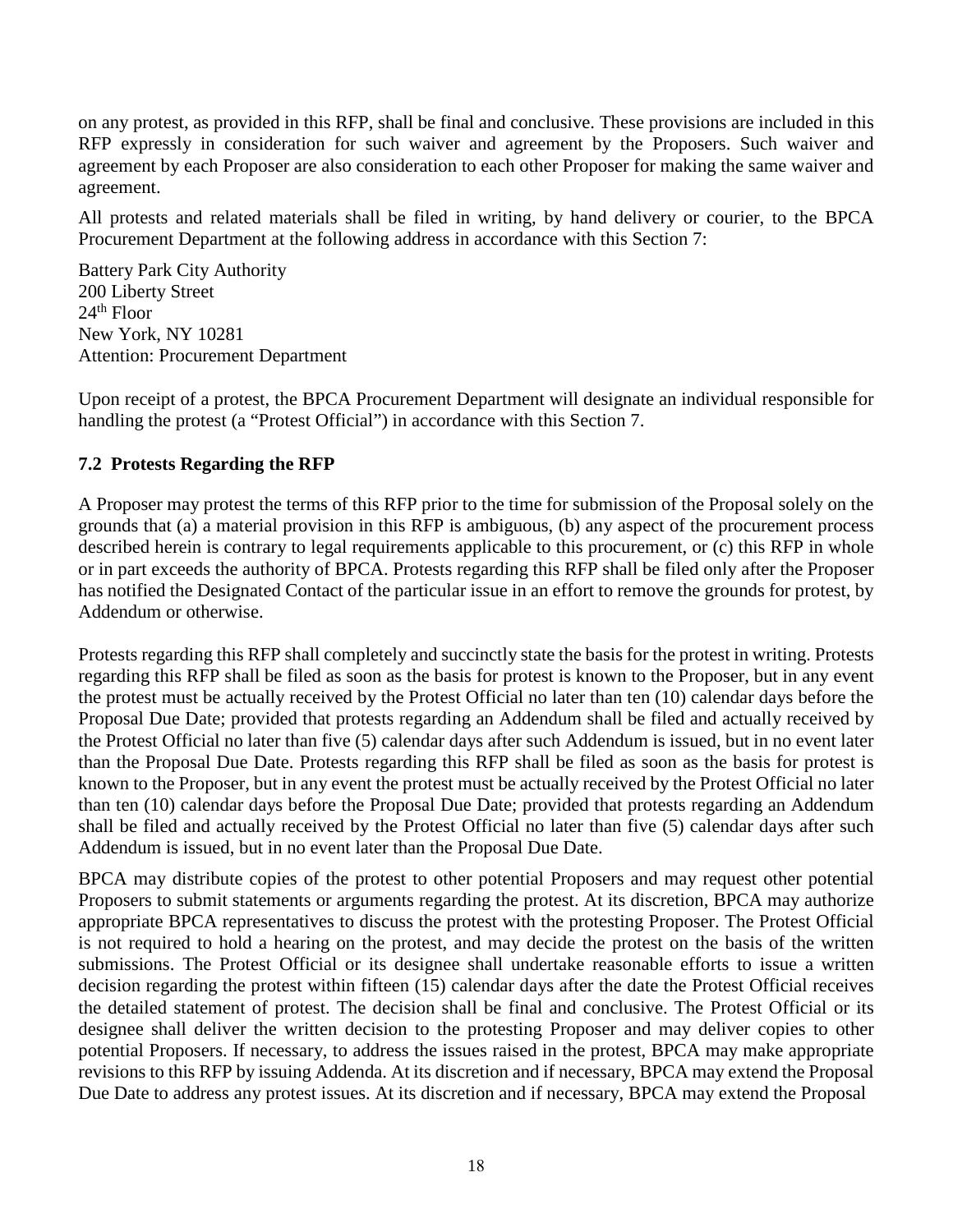on any protest, as provided in this RFP, shall be final and conclusive. These provisions are included in this RFP expressly in consideration for such waiver and agreement by the Proposers. Such waiver and agreement by each Proposer are also consideration to each other Proposer for making the same waiver and agreement.

All protests and related materials shall be filed in writing, by hand delivery or courier, to the BPCA Procurement Department at the following address in accordance with this Section 7:

Battery Park City Authority
200 Liberty Street
24th Floor
New York, NY 10281
Attention: Procurement Department

Upon receipt of a protest, the BPCA Procurement Department will designate an individual responsible for handling the protest (a "Protest Official") in accordance with this Section 7.

### 7.2 Protests Regarding the RFP

A Proposer may protest the terms of this RFP prior to the time for submission of the Proposal solely on the grounds that (a) a material provision in this RFP is ambiguous, (b) any aspect of the procurement process described herein is contrary to legal requirements applicable to this procurement, or (c) this RFP in whole or in part exceeds the authority of BPCA. Protests regarding this RFP shall be filed only after the Proposer has notified the Designated Contact of the particular issue in an effort to remove the grounds for protest, by Addendum or otherwise.

Protests regarding this RFP shall completely and succinctly state the basis for the protest in writing. Protests regarding this RFP shall be filed as soon as the basis for protest is known to the Proposer, but in any event the protest must be actually received by the Protest Official no later than ten (10) calendar days before the Proposal Due Date; provided that protests regarding an Addendum shall be filed and actually received by the Protest Official no later than five (5) calendar days after such Addendum is issued, but in no event later than the Proposal Due Date. Protests regarding this RFP shall be filed as soon as the basis for protest is known to the Proposer, but in any event the protest must be actually received by the Protest Official no later than ten (10) calendar days before the Proposal Due Date; provided that protests regarding an Addendum shall be filed and actually received by the Protest Official no later than five (5) calendar days after such Addendum is issued, but in no event later than the Proposal Due Date.

BPCA may distribute copies of the protest to other potential Proposers and may request other potential Proposers to submit statements or arguments regarding the protest. At its discretion, BPCA may authorize appropriate BPCA representatives to discuss the protest with the protesting Proposer. The Protest Official is not required to hold a hearing on the protest, and may decide the protest on the basis of the written submissions. The Protest Official or its designee shall undertake reasonable efforts to issue a written decision regarding the protest within fifteen (15) calendar days after the date the Protest Official receives the detailed statement of protest. The decision shall be final and conclusive. The Protest Official or its designee shall deliver the written decision to the protesting Proposer and may deliver copies to other potential Proposers. If necessary, to address the issues raised in the protest, BPCA may make appropriate revisions to this RFP by issuing Addenda. At its discretion and if necessary, BPCA may extend the Proposal Due Date to address any protest issues. At its discretion and if necessary, BPCA may extend the Proposal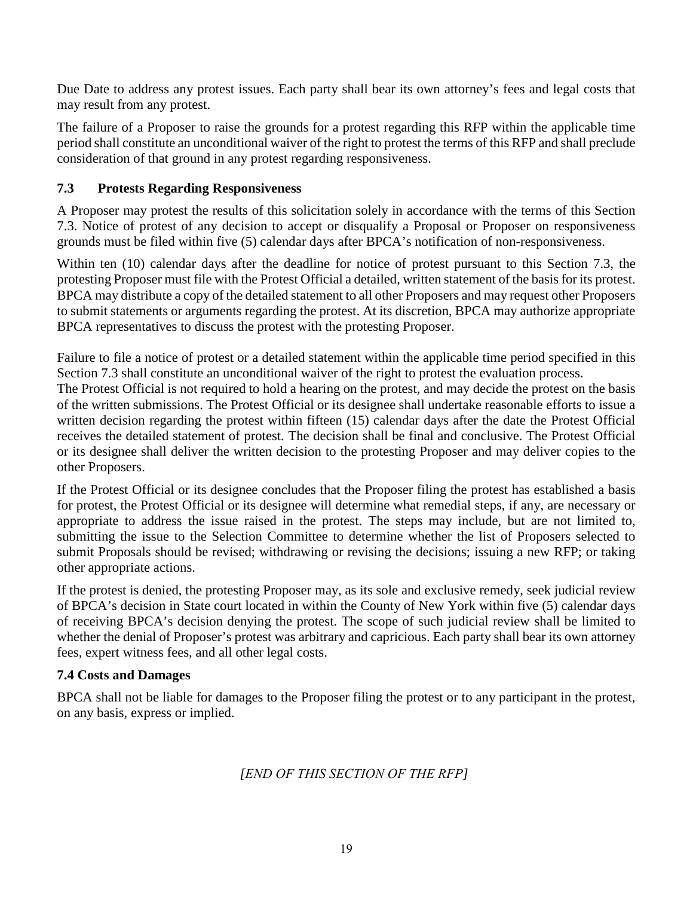Due Date to address any protest issues. Each party shall bear its own attorney's fees and legal costs that may result from any protest.

The failure of a Proposer to raise the grounds for a protest regarding this RFP within the applicable time period shall constitute an unconditional waiver of the right to protest the terms of this RFP and shall preclude consideration of that ground in any protest regarding responsiveness.

### 7.3 Protests Regarding Responsiveness

A Proposer may protest the results of this solicitation solely in accordance with the terms of this Section 7.3. Notice of protest of any decision to accept or disqualify a Proposal or Proposer on responsiveness grounds must be filed within five (5) calendar days after BPCA's notification of non-responsiveness.

Within ten (10) calendar days after the deadline for notice of protest pursuant to this Section 7.3, the protesting Proposer must file with the Protest Official a detailed, written statement of the basis for its protest. BPCA may distribute a copy of the detailed statement to all other Proposers and may request other Proposers to submit statements or arguments regarding the protest. At its discretion, BPCA may authorize appropriate BPCA representatives to discuss the protest with the protesting Proposer.

Failure to file a notice of protest or a detailed statement within the applicable time period specified in this Section 7.3 shall constitute an unconditional waiver of the right to protest the evaluation process.
The Protest Official is not required to hold a hearing on the protest, and may decide the protest on the basis of the written submissions. The Protest Official or its designee shall undertake reasonable efforts to issue a written decision regarding the protest within fifteen (15) calendar days after the date the Protest Official receives the detailed statement of protest. The decision shall be final and conclusive. The Protest Official or its designee shall deliver the written decision to the protesting Proposer and may deliver copies to the other Proposers.

If the Protest Official or its designee concludes that the Proposer filing the protest has established a basis for protest, the Protest Official or its designee will determine what remedial steps, if any, are necessary or appropriate to address the issue raised in the protest. The steps may include, but are not limited to, submitting the issue to the Selection Committee to determine whether the list of Proposers selected to submit Proposals should be revised; withdrawing or revising the decisions; issuing a new RFP; or taking other appropriate actions.

If the protest is denied, the protesting Proposer may, as its sole and exclusive remedy, seek judicial review of BPCA's decision in State court located in within the County of New York within five (5) calendar days of receiving BPCA's decision denying the protest. The scope of such judicial review shall be limited to whether the denial of Proposer's protest was arbitrary and capricious. Each party shall bear its own attorney fees, expert witness fees, and all other legal costs.

### 7.4 Costs and Damages

BPCA shall not be liable for damages to the Proposer filing the protest or to any participant in the protest, on any basis, express or implied.

*[END OF THIS SECTION OF THE RFP]*